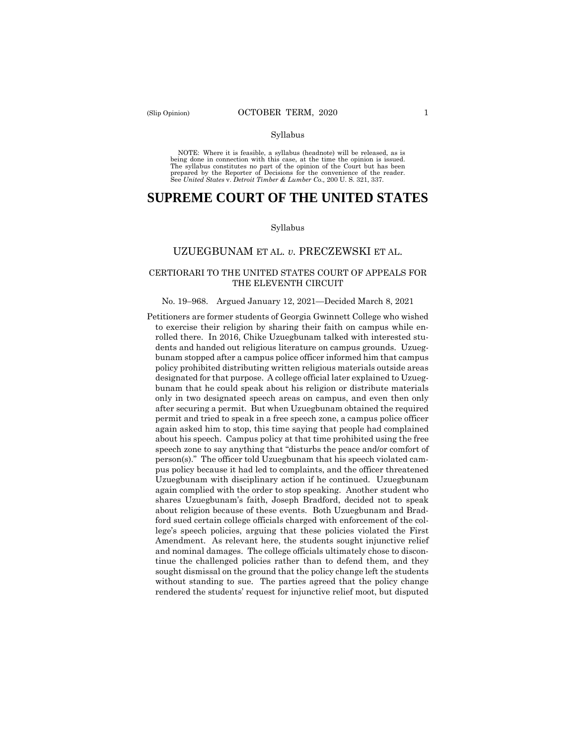Syllabus

NOTE: Where it is feasible, a syllabus (headnote) will be released, as is being done in connection with this case, at the time the opinion is issued. The syllabus constitutes no part of the opinion of the Court but has been prepared by the Reporter of Decisions for the convenience of the reader. See *United States* v. *Detroit Timber & Lumber Co.,* 200 U. S. 321, 337.

# SUPREME COURT OF THE UNITED STATES

Syllabus

## UZUEGBUNAM ET AL. *v.* PRECZEWSKI ET AL.

### CERTIORARI TO THE UNITED STATES COURT OF APPEALS FOR THE ELEVENTH CIRCUIT

No. 19–968. Argued January 12, 2021—Decided March 8, 2021

Petitioners are former students of Georgia Gwinnett College who wished to exercise their religion by sharing their faith on campus while enrolled there. In 2016, Chike Uzuegbunam talked with interested students and handed out religious literature on campus grounds. Uzuegbunam stopped after a campus police officer informed him that campus policy prohibited distributing written religious materials outside areas designated for that purpose. A college official later explained to Uzuegbunam that he could speak about his religion or distribute materials only in two designated speech areas on campus, and even then only after securing a permit. But when Uzuegbunam obtained the required permit and tried to speak in a free speech zone, a campus police officer again asked him to stop, this time saying that people had complained about his speech. Campus policy at that time prohibited using the free speech zone to say anything that "disturbs the peace and/or comfort of person(s)." The officer told Uzuegbunam that his speech violated campus policy because it had led to complaints, and the officer threatened Uzuegbunam with disciplinary action if he continued. Uzuegbunam again complied with the order to stop speaking. Another student who shares Uzuegbunam's faith, Joseph Bradford, decided not to speak about religion because of these events. Both Uzuegbunam and Bradford sued certain college officials charged with enforcement of the college's speech policies, arguing that these policies violated the First Amendment. As relevant here, the students sought injunctive relief and nominal damages. The college officials ultimately chose to discontinue the challenged policies rather than to defend them, and they sought dismissal on the ground that the policy change left the students without standing to sue. The parties agreed that the policy change rendered the students' request for injunctive relief moot, but disputed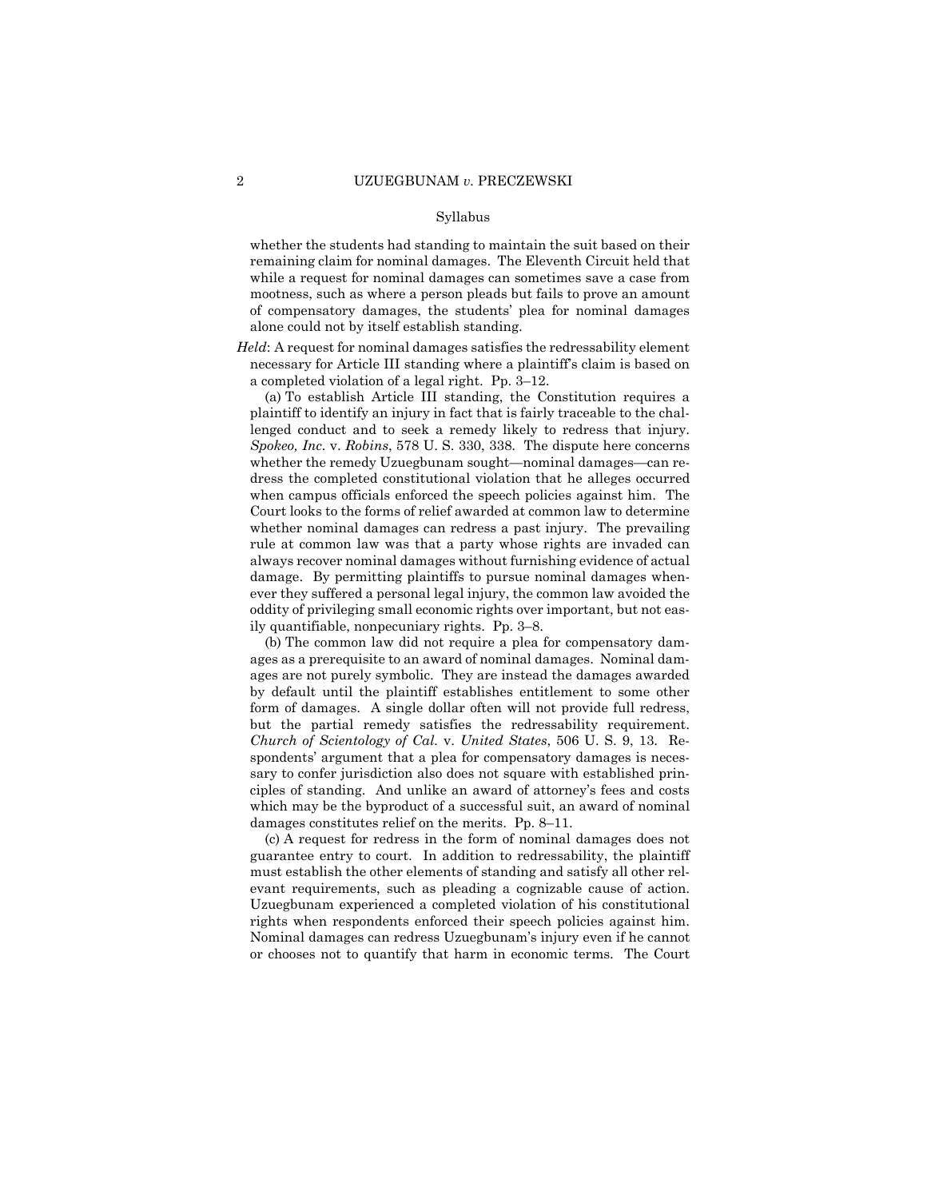whether the students had standing to maintain the suit based on their remaining claim for nominal damages. The Eleventh Circuit held that while a request for nominal damages can sometimes save a case from mootness, such as where a person pleads but fails to prove an amount of compensatory damages, the students' plea for nominal damages alone could not by itself establish standing.

*Held*: A request for nominal damages satisfies the redressability element necessary for Article III standing where a plaintiff's claim is based on a completed violation of a legal right. Pp. 3–12.

(a) To establish Article III standing, the Constitution requires a plaintiff to identify an injury in fact that is fairly traceable to the challenged conduct and to seek a remedy likely to redress that injury. *Spokeo, Inc.* v. *Robins*, 578 U. S. 330, 338. The dispute here concerns whether the remedy Uzuegbunam sought—nominal damages—can redress the completed constitutional violation that he alleges occurred when campus officials enforced the speech policies against him. The Court looks to the forms of relief awarded at common law to determine whether nominal damages can redress a past injury. The prevailing rule at common law was that a party whose rights are invaded can always recover nominal damages without furnishing evidence of actual damage. By permitting plaintiffs to pursue nominal damages whenever they suffered a personal legal injury, the common law avoided the oddity of privileging small economic rights over important, but not easily quantifiable, nonpecuniary rights. Pp. 3–8.

(b) The common law did not require a plea for compensatory damages as a prerequisite to an award of nominal damages. Nominal damages are not purely symbolic. They are instead the damages awarded by default until the plaintiff establishes entitlement to some other form of damages. A single dollar often will not provide full redress, but the partial remedy satisfies the redressability requirement. *Church of Scientology of Cal.* v. *United States*, 506 U. S. 9, 13. Respondents' argument that a plea for compensatory damages is necessary to confer jurisdiction also does not square with established principles of standing. And unlike an award of attorney's fees and costs which may be the byproduct of a successful suit, an award of nominal damages constitutes relief on the merits. Pp. 8–11.

(c) A request for redress in the form of nominal damages does not guarantee entry to court. In addition to redressability, the plaintiff must establish the other elements of standing and satisfy all other relevant requirements, such as pleading a cognizable cause of action. Uzuegbunam experienced a completed violation of his constitutional rights when respondents enforced their speech policies against him. Nominal damages can redress Uzuegbunam's injury even if he cannot or chooses not to quantify that harm in economic terms. The Court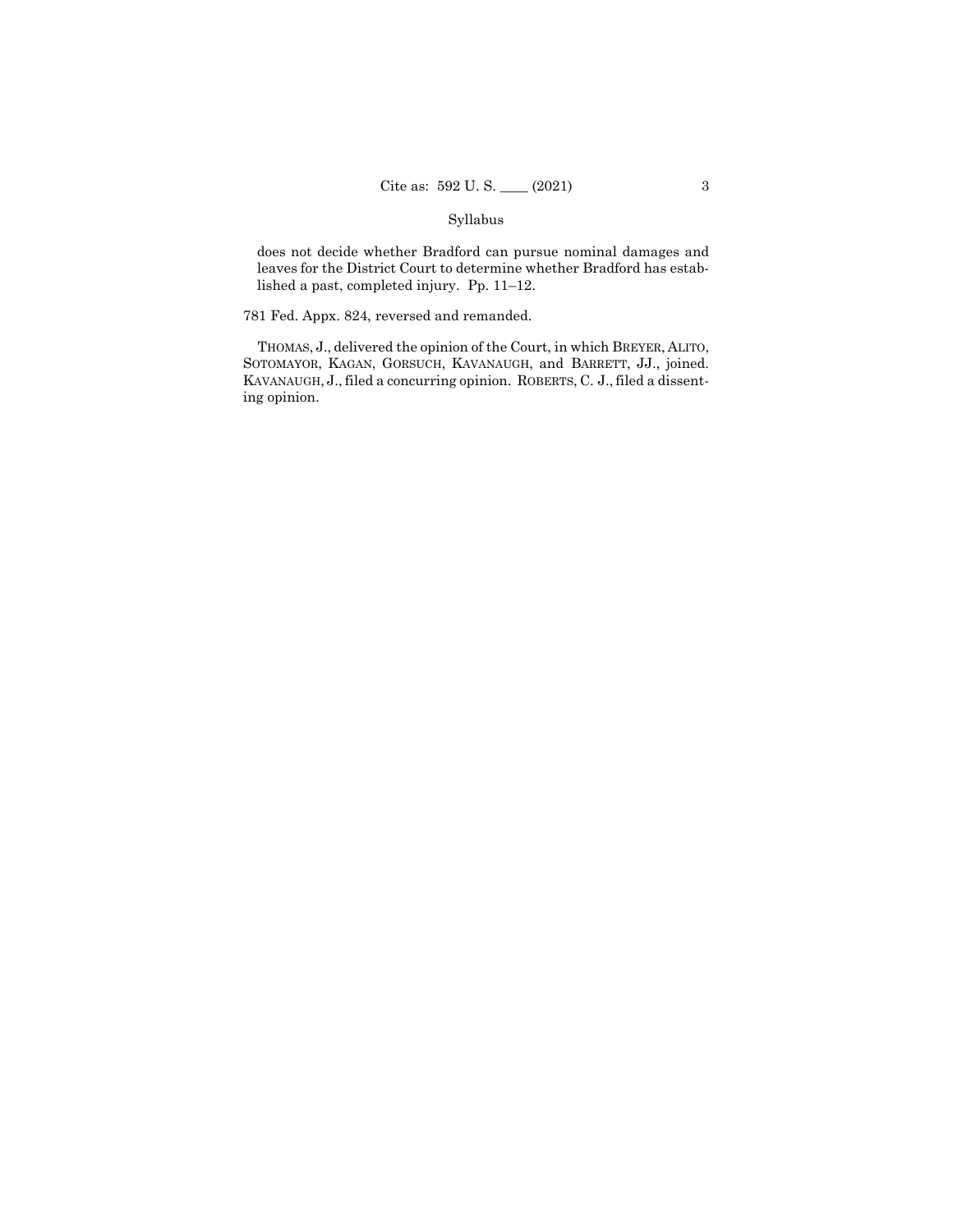does not decide whether Bradford can pursue nominal damages and leaves for the District Court to determine whether Bradford has established a past, completed injury. Pp. 11–12.

781 Fed. Appx. 824, reversed and remanded.

THOMAS, J., delivered the opinion of the Court, in which BREYER, ALITO, SOTOMAYOR, KAGAN, GORSUCH, KAVANAUGH, and BARRETT, JJ., joined. KAVANAUGH, J., filed a concurring opinion. ROBERTS, C. J., filed a dissenting opinion.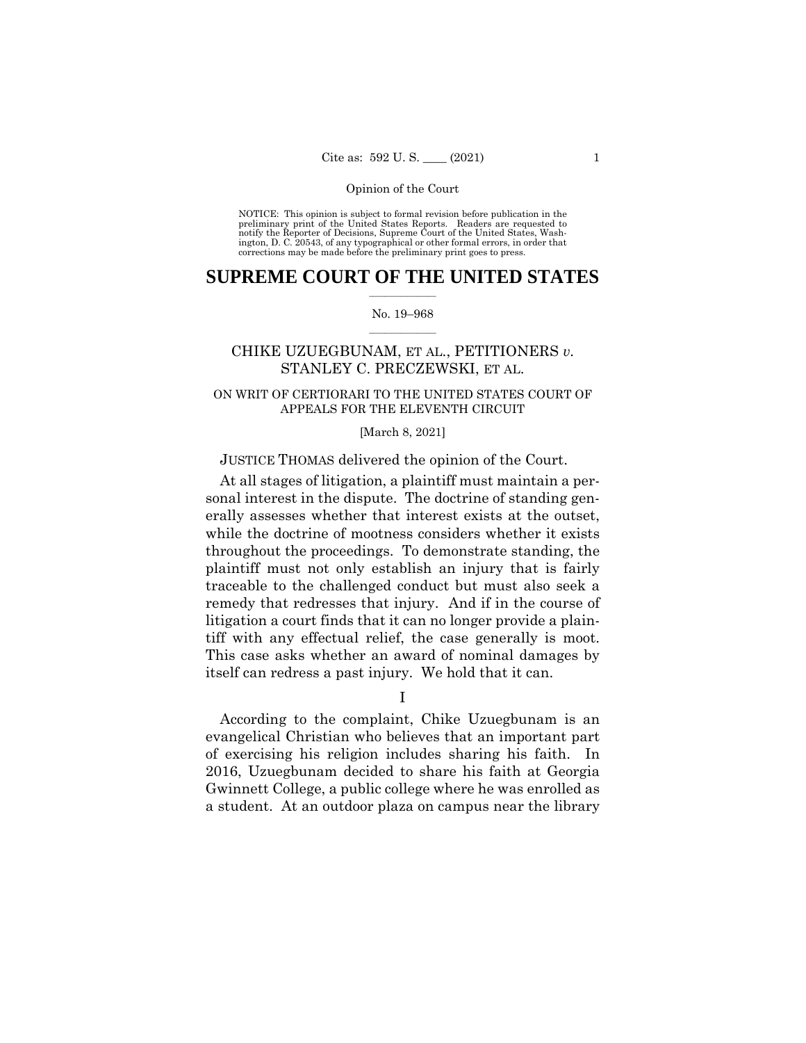NOTICE: This opinion is subject to formal revision before publication in the preliminary print of the United States Reports. Readers are requested to notify the Reporter of Decisions, Supreme Court of the United States, Washington, D. C. 20543, of any typographical or other formal errors, in order that corrections may be made before the preliminary print goes to press.

# SUPREME COURT OF THE UNITED STATES

No. 19–968

CHIKE UZUEGBUNAM, ET AL., PETITIONERS *v.* STANLEY C. PRECZEWSKI, ET AL.

ON WRIT OF CERTIORARI TO THE UNITED STATES COURT OF APPEALS FOR THE ELEVENTH CIRCUIT

[March 8, 2021]

JUSTICE THOMAS delivered the opinion of the Court.

At all stages of litigation, a plaintiff must maintain a personal interest in the dispute. The doctrine of standing generally assesses whether that interest exists at the outset, while the doctrine of mootness considers whether it exists throughout the proceedings. To demonstrate standing, the plaintiff must not only establish an injury that is fairly traceable to the challenged conduct but must also seek a remedy that redresses that injury. And if in the course of litigation a court finds that it can no longer provide a plaintiff with any effectual relief, the case generally is moot. This case asks whether an award of nominal damages by itself can redress a past injury. We hold that it can.

I

According to the complaint, Chike Uzuegbunam is an evangelical Christian who believes that an important part of exercising his religion includes sharing his faith. In 2016, Uzuegbunam decided to share his faith at Georgia Gwinnett College, a public college where he was enrolled as a student. At an outdoor plaza on campus near the library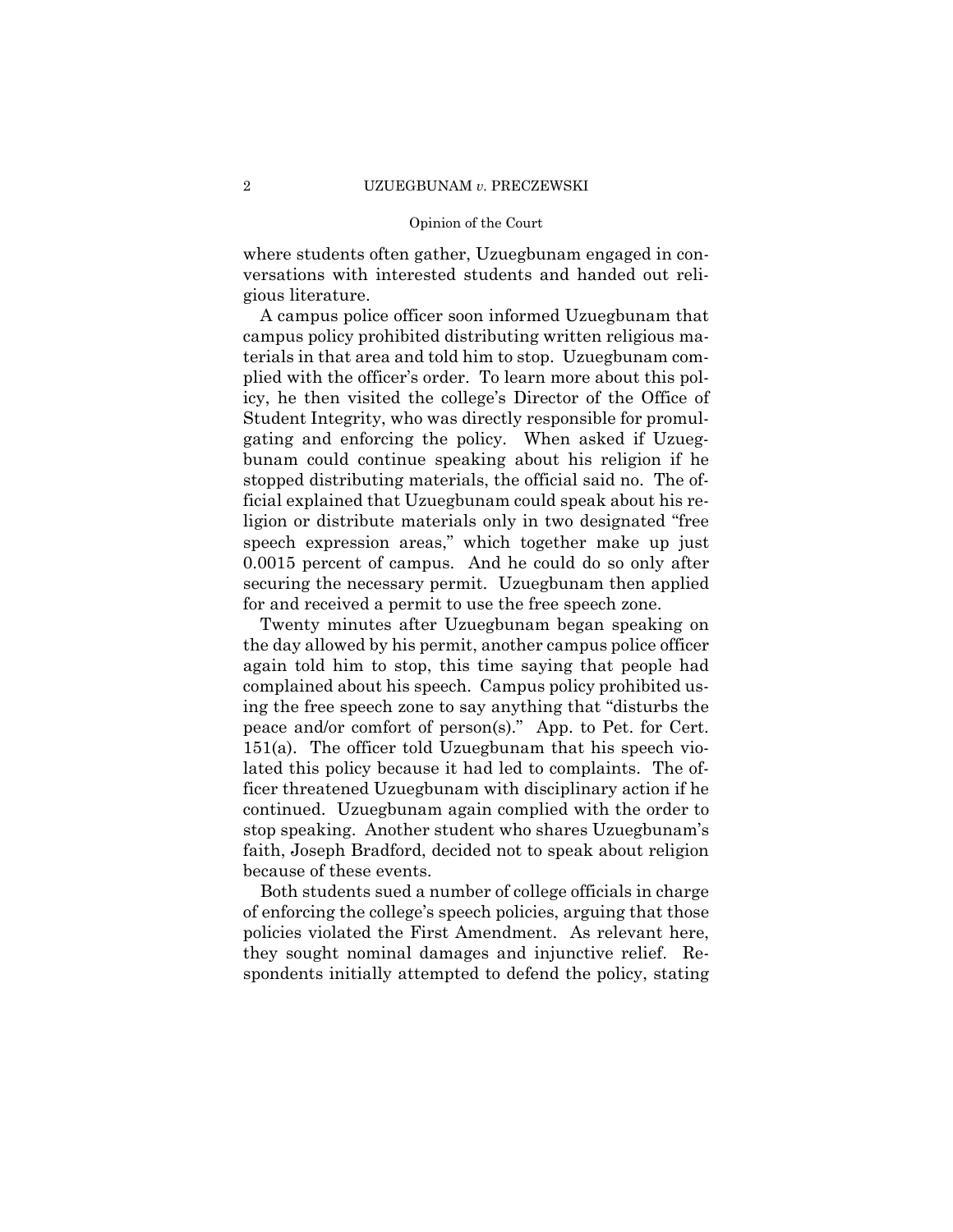where students often gather, Uzuegbunam engaged in conversations with interested students and handed out religious literature.

A campus police officer soon informed Uzuegbunam that campus policy prohibited distributing written religious materials in that area and told him to stop. Uzuegbunam complied with the officer's order. To learn more about this policy, he then visited the college's Director of the Office of Student Integrity, who was directly responsible for promulgating and enforcing the policy. When asked if Uzuegbunam could continue speaking about his religion if he stopped distributing materials, the official said no. The official explained that Uzuegbunam could speak about his religion or distribute materials only in two designated "free speech expression areas," which together make up just 0.0015 percent of campus. And he could do so only after securing the necessary permit. Uzuegbunam then applied for and received a permit to use the free speech zone.

Twenty minutes after Uzuegbunam began speaking on the day allowed by his permit, another campus police officer again told him to stop, this time saying that people had complained about his speech. Campus policy prohibited using the free speech zone to say anything that "disturbs the peace and/or comfort of person(s)." App. to Pet. for Cert. 151(a). The officer told Uzuegbunam that his speech violated this policy because it had led to complaints. The officer threatened Uzuegbunam with disciplinary action if he continued. Uzuegbunam again complied with the order to stop speaking. Another student who shares Uzuegbunam's faith, Joseph Bradford, decided not to speak about religion because of these events.

Both students sued a number of college officials in charge of enforcing the college's speech policies, arguing that those policies violated the First Amendment. As relevant here, they sought nominal damages and injunctive relief. Respondents initially attempted to defend the policy, stating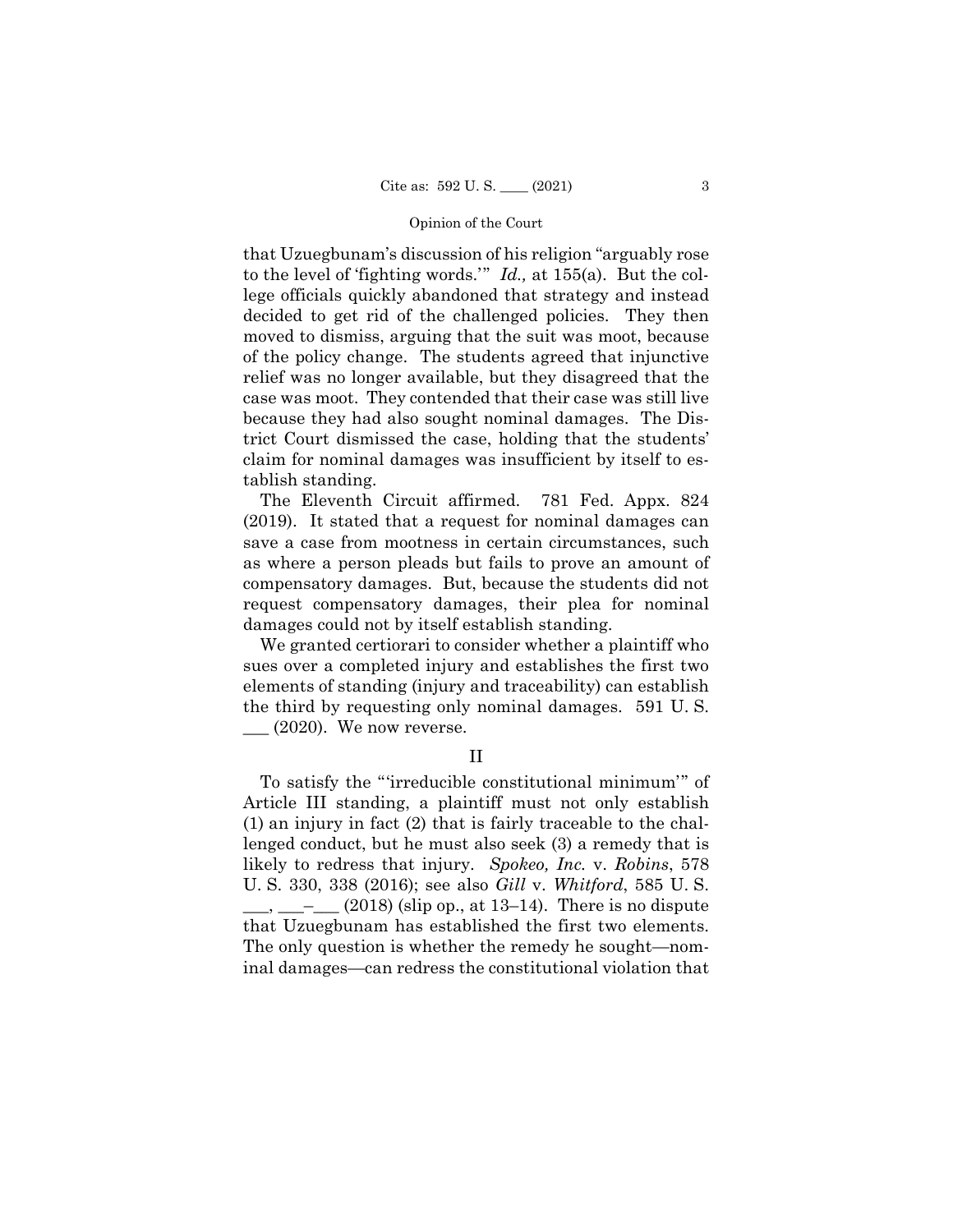that Uzuegbunam's discussion of his religion "arguably rose to the level of 'fighting words.'" *Id.,* at 155(a). But the college officials quickly abandoned that strategy and instead decided to get rid of the challenged policies. They then moved to dismiss, arguing that the suit was moot, because of the policy change. The students agreed that injunctive relief was no longer available, but they disagreed that the case was moot. They contended that their case was still live because they had also sought nominal damages. The District Court dismissed the case, holding that the students' claim for nominal damages was insufficient by itself to establish standing.

The Eleventh Circuit affirmed. 781 Fed. Appx. 824 (2019). It stated that a request for nominal damages can save a case from mootness in certain circumstances, such as where a person pleads but fails to prove an amount of compensatory damages. But, because the students did not request compensatory damages, their plea for nominal damages could not by itself establish standing.

We granted certiorari to consider whether a plaintiff who sues over a completed injury and establishes the first two elements of standing (injury and traceability) can establish the third by requesting only nominal damages. 591 U. S. ___ (2020). We now reverse.

## II

To satisfy the "'irreducible constitutional minimum'" of Article III standing, a plaintiff must not only establish (1) an injury in fact (2) that is fairly traceable to the challenged conduct, but he must also seek (3) a remedy that is likely to redress that injury. *Spokeo, Inc.* v. *Robins*, 578 U. S. 330, 338 (2016); see also *Gill* v. *Whitford*, 585 U. S. ___, ___–___ (2018) (slip op., at 13–14). There is no dispute that Uzuegbunam has established the first two elements. The only question is whether the remedy he sought—nominal damages—can redress the constitutional violation that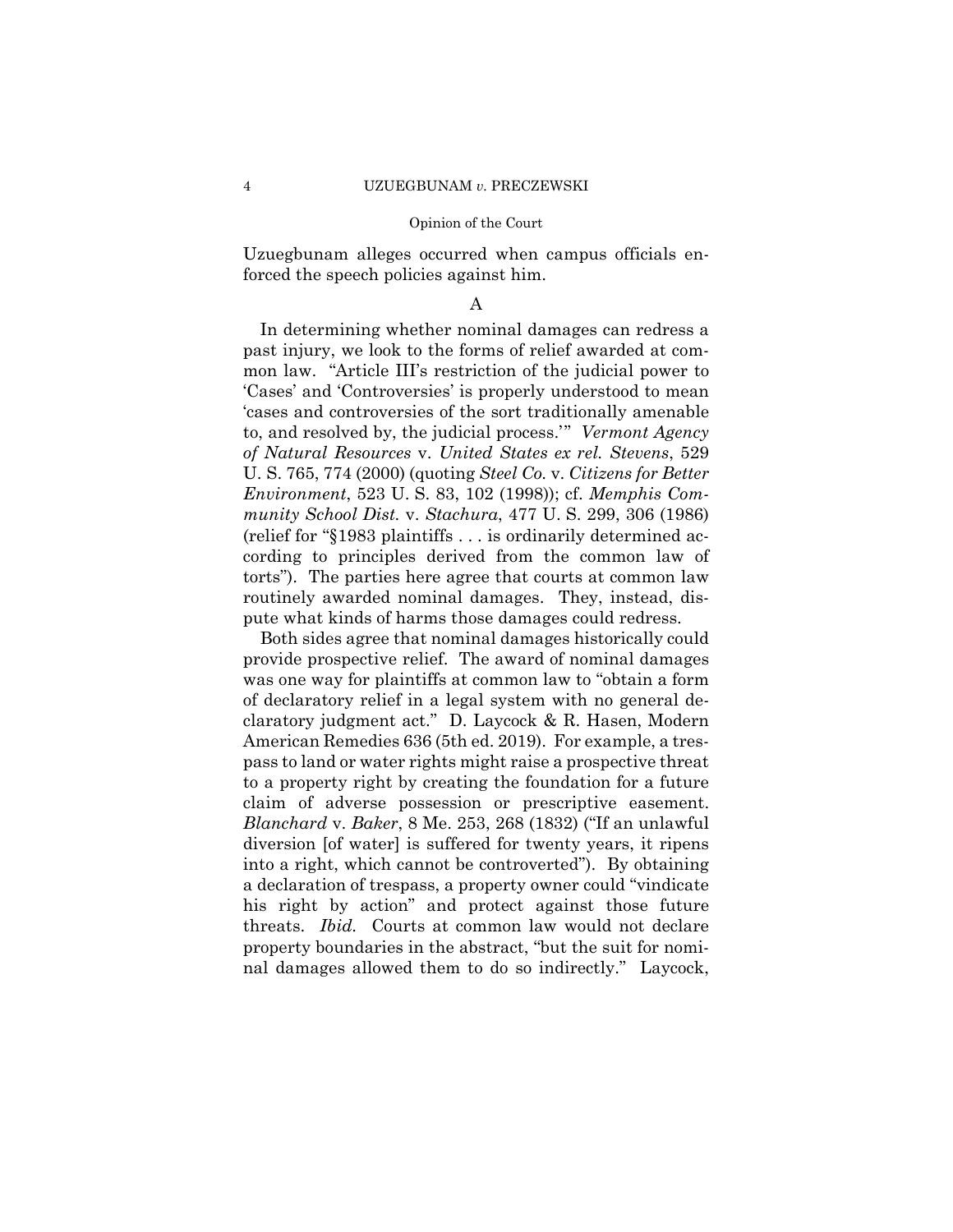Uzuegbunam alleges occurred when campus officials enforced the speech policies against him.

A

In determining whether nominal damages can redress a past injury, we look to the forms of relief awarded at common law. "Article III's restriction of the judicial power to 'Cases' and 'Controversies' is properly understood to mean 'cases and controversies of the sort traditionally amenable to, and resolved by, the judicial process.'" *Vermont Agency of Natural Resources* v. *United States ex rel. Stevens*, 529 U. S. 765, 774 (2000) (quoting *Steel Co.* v. *Citizens for Better Environment*, 523 U. S. 83, 102 (1998)); cf. *Memphis Community School Dist.* v. *Stachura*, 477 U. S. 299, 306 (1986) (relief for "§1983 plaintiffs . . . is ordinarily determined according to principles derived from the common law of torts"). The parties here agree that courts at common law routinely awarded nominal damages. They, instead, dispute what kinds of harms those damages could redress.

Both sides agree that nominal damages historically could provide prospective relief. The award of nominal damages was one way for plaintiffs at common law to "obtain a form of declaratory relief in a legal system with no general declaratory judgment act." D. Laycock & R. Hasen, Modern American Remedies 636 (5th ed. 2019). For example, a trespass to land or water rights might raise a prospective threat to a property right by creating the foundation for a future claim of adverse possession or prescriptive easement. *Blanchard* v. *Baker*, 8 Me. 253, 268 (1832) ("If an unlawful diversion [of water] is suffered for twenty years, it ripens into a right, which cannot be controverted"). By obtaining a declaration of trespass, a property owner could "vindicate his right by action" and protect against those future threats. *Ibid.* Courts at common law would not declare property boundaries in the abstract, "but the suit for nominal damages allowed them to do so indirectly." Laycock,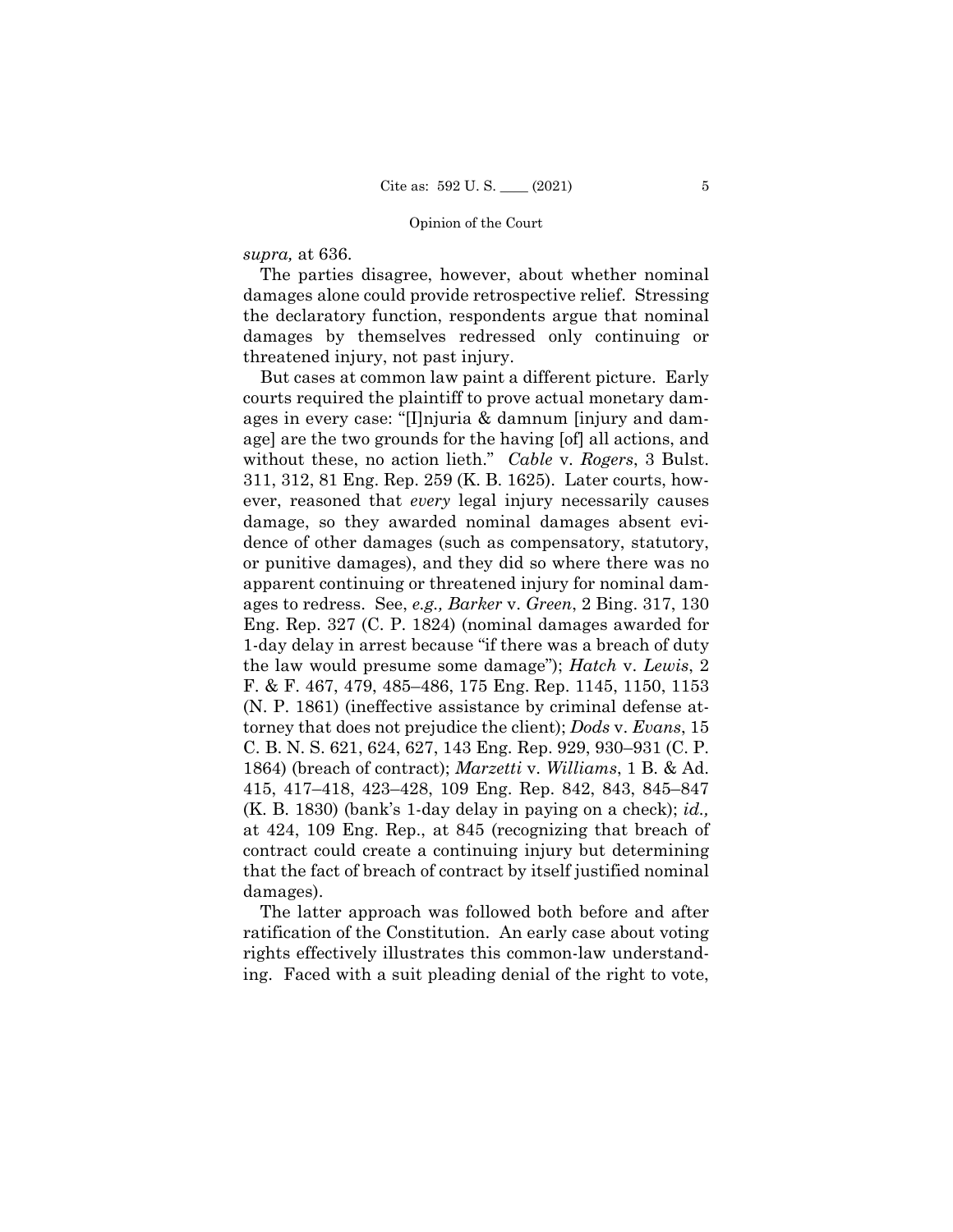*supra,* at 636.

The parties disagree, however, about whether nominal damages alone could provide retrospective relief. Stressing the declaratory function, respondents argue that nominal damages by themselves redressed only continuing or threatened injury, not past injury.

But cases at common law paint a different picture. Early courts required the plaintiff to prove actual monetary damages in every case: "[I]njuria & damnum [injury and damage] are the two grounds for the having [of] all actions, and without these, no action lieth." *Cable* v. *Rogers*, 3 Bulst. 311, 312, 81 Eng. Rep. 259 (K. B. 1625). Later courts, however, reasoned that *every* legal injury necessarily causes damage, so they awarded nominal damages absent evidence of other damages (such as compensatory, statutory, or punitive damages), and they did so where there was no apparent continuing or threatened injury for nominal damages to redress. See, *e.g., Barker* v. *Green*, 2 Bing. 317, 130 Eng. Rep. 327 (C. P. 1824) (nominal damages awarded for 1-day delay in arrest because "if there was a breach of duty the law would presume some damage"); *Hatch* v. *Lewis*, 2 F. & F. 467, 479, 485–486, 175 Eng. Rep. 1145, 1150, 1153 (N. P. 1861) (ineffective assistance by criminal defense attorney that does not prejudice the client); *Dods* v. *Evans*, 15 C. B. N. S. 621, 624, 627, 143 Eng. Rep. 929, 930–931 (C. P. 1864) (breach of contract); *Marzetti* v. *Williams*, 1 B. & Ad. 415, 417–418, 423–428, 109 Eng. Rep. 842, 843, 845–847 (K. B. 1830) (bank's 1-day delay in paying on a check); *id.,* at 424, 109 Eng. Rep., at 845 (recognizing that breach of contract could create a continuing injury but determining that the fact of breach of contract by itself justified nominal damages).

The latter approach was followed both before and after ratification of the Constitution. An early case about voting rights effectively illustrates this common-law understanding. Faced with a suit pleading denial of the right to vote,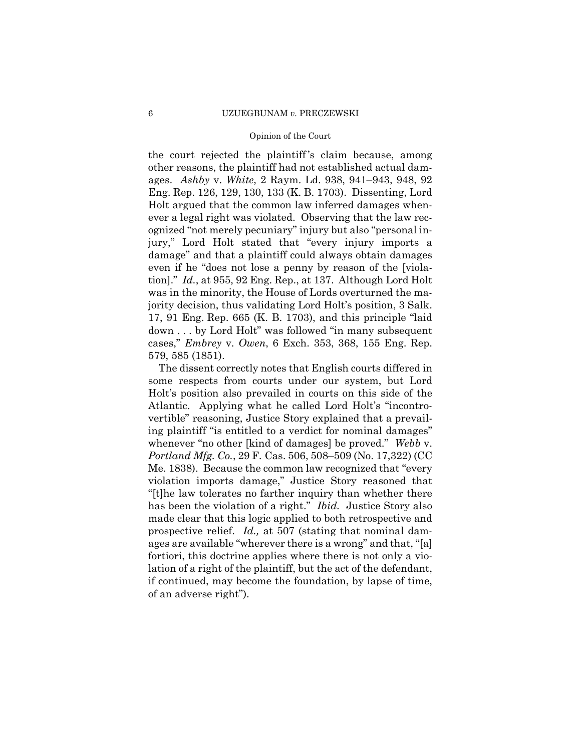the court rejected the plaintiff's claim because, among other reasons, the plaintiff had not established actual damages. *Ashby* v. *White*, 2 Raym. Ld. 938, 941–943, 948, 92 Eng. Rep. 126, 129, 130, 133 (K. B. 1703). Dissenting, Lord Holt argued that the common law inferred damages whenever a legal right was violated. Observing that the law recognized "not merely pecuniary" injury but also "personal injury," Lord Holt stated that "every injury imports a damage" and that a plaintiff could always obtain damages even if he "does not lose a penny by reason of the [violation]." *Id.*, at 955, 92 Eng. Rep., at 137. Although Lord Holt was in the minority, the House of Lords overturned the majority decision, thus validating Lord Holt's position, 3 Salk. 17, 91 Eng. Rep. 665 (K. B. 1703), and this principle "laid down . . . by Lord Holt" was followed "in many subsequent cases," *Embrey* v. *Owen*, 6 Exch. 353, 368, 155 Eng. Rep. 579, 585 (1851).

The dissent correctly notes that English courts differed in some respects from courts under our system, but Lord Holt's position also prevailed in courts on this side of the Atlantic. Applying what he called Lord Holt's "incontrovertible" reasoning, Justice Story explained that a prevailing plaintiff "is entitled to a verdict for nominal damages" whenever "no other [kind of damages] be proved." *Webb* v. *Portland Mfg. Co.*, 29 F. Cas. 506, 508–509 (No. 17,322) (CC Me. 1838). Because the common law recognized that "every violation imports damage," Justice Story reasoned that "[t]he law tolerates no farther inquiry than whether there has been the violation of a right." *Ibid.* Justice Story also made clear that this logic applied to both retrospective and prospective relief. *Id.,* at 507 (stating that nominal damages are available "wherever there is a wrong" and that, "[a] fortiori, this doctrine applies where there is not only a violation of a right of the plaintiff, but the act of the defendant, if continued, may become the foundation, by lapse of time, of an adverse right").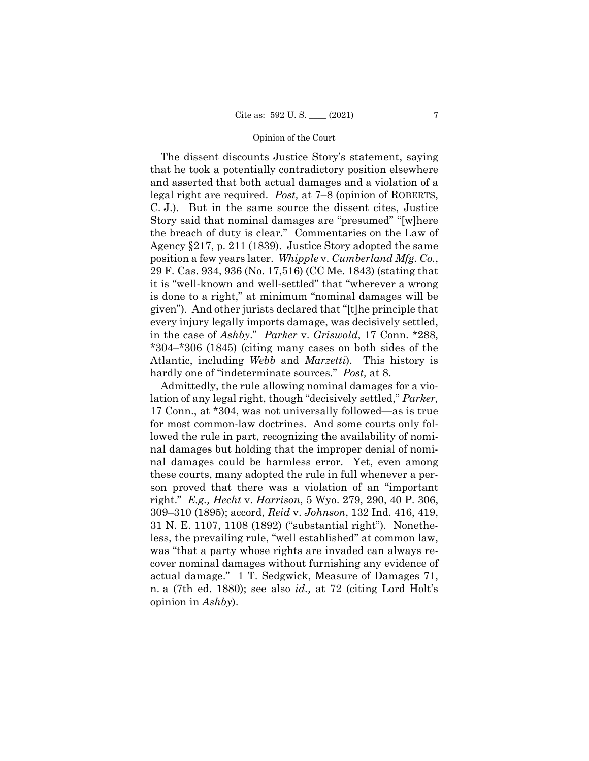The dissent discounts Justice Story's statement, saying that he took a potentially contradictory position elsewhere and asserted that both actual damages and a violation of a legal right are required. *Post,* at 7–8 (opinion of ROBERTS, C. J.). But in the same source the dissent cites, Justice Story said that nominal damages are "presumed" "[w]here the breach of duty is clear." Commentaries on the Law of Agency §217, p. 211 (1839). Justice Story adopted the same position a few years later. *Whipple* v. *Cumberland Mfg. Co.*, 29 F. Cas. 934, 936 (No. 17,516) (CC Me. 1843) (stating that it is "well-known and well-settled" that "wherever a wrong is done to a right," at minimum "nominal damages will be given"). And other jurists declared that "[t]he principle that every injury legally imports damage, was decisively settled, in the case of *Ashby*." *Parker* v. *Griswold*, 17 Conn. *288, *304–*306 (1845) (citing many cases on both sides of the Atlantic, including *Webb* and *Marzetti*). This history is hardly one of "indeterminate sources." *Post,* at 8.

Admittedly, the rule allowing nominal damages for a violation of any legal right, though "decisively settled," *Parker,* 17 Conn., at *304, was not universally followed—as is true for most common-law doctrines. And some courts only followed the rule in part, recognizing the availability of nominal damages but holding that the improper denial of nominal damages could be harmless error. Yet, even among these courts, many adopted the rule in full whenever a person proved that there was a violation of an "important right." *E.g., Hecht* v. *Harrison*, 5 Wyo. 279, 290, 40 P. 306, 309–310 (1895); accord, *Reid* v. *Johnson*, 132 Ind. 416, 419, 31 N. E. 1107, 1108 (1892) ("substantial right"). Nonetheless, the prevailing rule, "well established" at common law, was "that a party whose rights are invaded can always recover nominal damages without furnishing any evidence of actual damage." 1 T. Sedgwick, Measure of Damages 71, n. a (7th ed. 1880); see also *id.,* at 72 (citing Lord Holt's opinion in *Ashby*).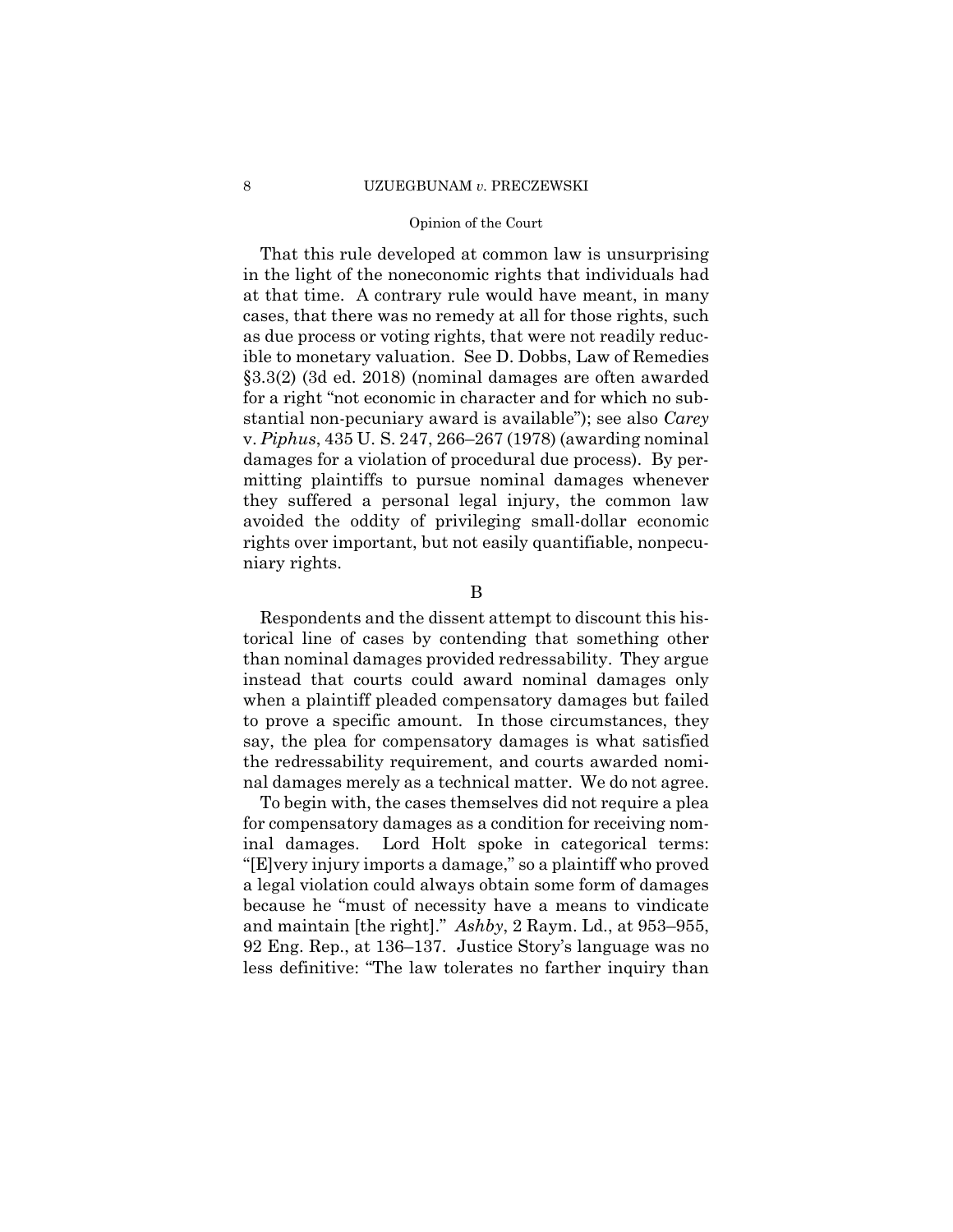That this rule developed at common law is unsurprising in the light of the noneconomic rights that individuals had at that time. A contrary rule would have meant, in many cases, that there was no remedy at all for those rights, such as due process or voting rights, that were not readily reducible to monetary valuation. See D. Dobbs, Law of Remedies §3.3(2) (3d ed. 2018) (nominal damages are often awarded for a right "not economic in character and for which no substantial non-pecuniary award is available"); see also *Carey* v. *Piphus*, 435 U. S. 247, 266–267 (1978) (awarding nominal damages for a violation of procedural due process). By permitting plaintiffs to pursue nominal damages whenever they suffered a personal legal injury, the common law avoided the oddity of privileging small-dollar economic rights over important, but not easily quantifiable, nonpecuniary rights.

### B

Respondents and the dissent attempt to discount this historical line of cases by contending that something other than nominal damages provided redressability. They argue instead that courts could award nominal damages only when a plaintiff pleaded compensatory damages but failed to prove a specific amount. In those circumstances, they say, the plea for compensatory damages is what satisfied the redressability requirement, and courts awarded nominal damages merely as a technical matter. We do not agree.

To begin with, the cases themselves did not require a plea for compensatory damages as a condition for receiving nominal damages. Lord Holt spoke in categorical terms: "[E]very injury imports a damage," so a plaintiff who proved a legal violation could always obtain some form of damages because he "must of necessity have a means to vindicate and maintain [the right]." *Ashby*, 2 Raym. Ld., at 953–955, 92 Eng. Rep., at 136–137. Justice Story's language was no less definitive: "The law tolerates no farther inquiry than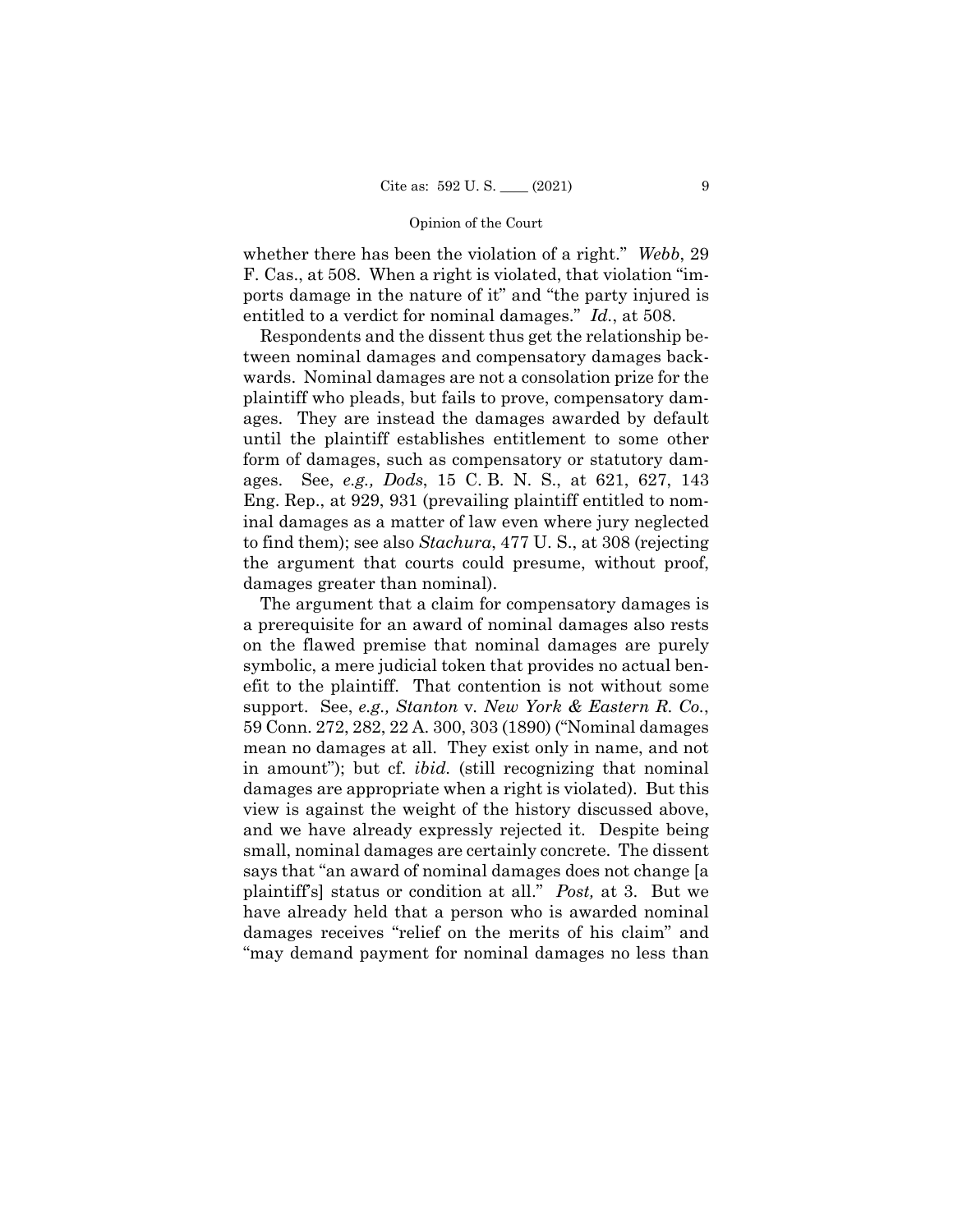whether there has been the violation of a right." *Webb*, 29 F. Cas., at 508. When a right is violated, that violation "imports damage in the nature of it" and "the party injured is entitled to a verdict for nominal damages." *Id.*, at 508.

Respondents and the dissent thus get the relationship between nominal damages and compensatory damages backwards. Nominal damages are not a consolation prize for the plaintiff who pleads, but fails to prove, compensatory damages. They are instead the damages awarded by default until the plaintiff establishes entitlement to some other form of damages, such as compensatory or statutory damages. See, *e.g., Dods*, 15 C. B. N. S., at 621, 627, 143 Eng. Rep., at 929, 931 (prevailing plaintiff entitled to nominal damages as a matter of law even where jury neglected to find them); see also *Stachura*, 477 U. S., at 308 (rejecting the argument that courts could presume, without proof, damages greater than nominal).

The argument that a claim for compensatory damages is a prerequisite for an award of nominal damages also rests on the flawed premise that nominal damages are purely symbolic, a mere judicial token that provides no actual benefit to the plaintiff. That contention is not without some support. See, *e.g., Stanton* v. *New York & Eastern R. Co.*, 59 Conn. 272, 282, 22 A. 300, 303 (1890) ("Nominal damages mean no damages at all. They exist only in name, and not in amount"); but cf. *ibid.* (still recognizing that nominal damages are appropriate when a right is violated). But this view is against the weight of the history discussed above, and we have already expressly rejected it. Despite being small, nominal damages are certainly concrete. The dissent says that "an award of nominal damages does not change [a plaintiff's] status or condition at all." *Post,* at 3. But we have already held that a person who is awarded nominal damages receives "relief on the merits of his claim" and "may demand payment for nominal damages no less than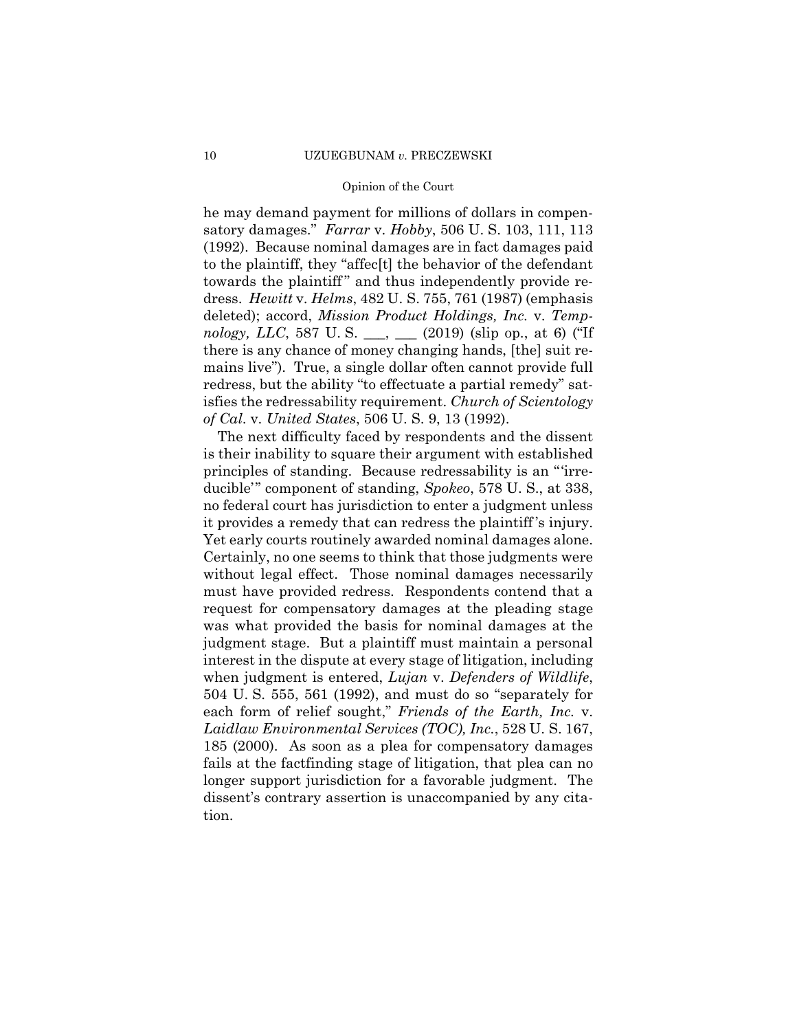he may demand payment for millions of dollars in compensatory damages." *Farrar* v. *Hobby*, 506 U. S. 103, 111, 113 (1992). Because nominal damages are in fact damages paid to the plaintiff, they "affec[t] the behavior of the defendant towards the plaintiff" and thus independently provide redress. *Hewitt* v. *Helms*, 482 U. S. 755, 761 (1987) (emphasis deleted); accord, *Mission Product Holdings, Inc.* v. *Tempnology, LLC*, 587 U. S. ___, ___ (2019) (slip op., at 6) ("If there is any chance of money changing hands, [the] suit remains live"). True, a single dollar often cannot provide full redress, but the ability "to effectuate a partial remedy" satisfies the redressability requirement. *Church of Scientology of Cal.* v. *United States*, 506 U. S. 9, 13 (1992).

The next difficulty faced by respondents and the dissent is their inability to square their argument with established principles of standing. Because redressability is an "'irreducible'" component of standing, *Spokeo*, 578 U. S., at 338, no federal court has jurisdiction to enter a judgment unless it provides a remedy that can redress the plaintiff's injury. Yet early courts routinely awarded nominal damages alone. Certainly, no one seems to think that those judgments were without legal effect. Those nominal damages necessarily must have provided redress. Respondents contend that a request for compensatory damages at the pleading stage was what provided the basis for nominal damages at the judgment stage. But a plaintiff must maintain a personal interest in the dispute at every stage of litigation, including when judgment is entered, *Lujan* v. *Defenders of Wildlife*, 504 U. S. 555, 561 (1992), and must do so "separately for each form of relief sought," *Friends of the Earth, Inc.* v. *Laidlaw Environmental Services (TOC), Inc.*, 528 U. S. 167, 185 (2000). As soon as a plea for compensatory damages fails at the factfinding stage of litigation, that plea can no longer support jurisdiction for a favorable judgment. The dissent's contrary assertion is unaccompanied by any citation.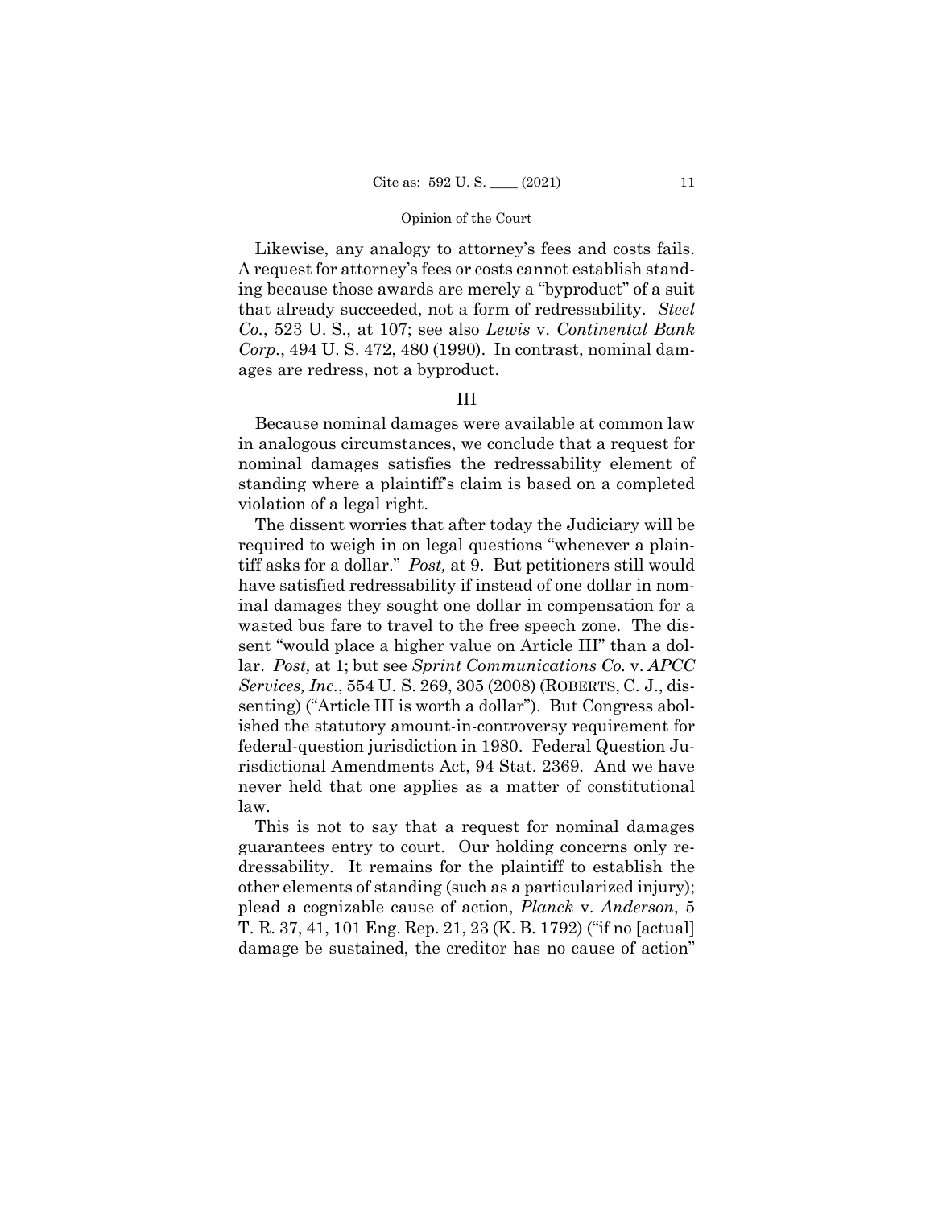Likewise, any analogy to attorney's fees and costs fails. A request for attorney's fees or costs cannot establish standing because those awards are merely a "byproduct" of a suit that already succeeded, not a form of redressability. *Steel Co.*, 523 U. S., at 107; see also *Lewis* v. *Continental Bank Corp.*, 494 U. S. 472, 480 (1990). In contrast, nominal damages are redress, not a byproduct.

## III

Because nominal damages were available at common law in analogous circumstances, we conclude that a request for nominal damages satisfies the redressability element of standing where a plaintiff's claim is based on a completed violation of a legal right.

The dissent worries that after today the Judiciary will be required to weigh in on legal questions "whenever a plaintiff asks for a dollar." *Post,* at 9. But petitioners still would have satisfied redressability if instead of one dollar in nominal damages they sought one dollar in compensation for a wasted bus fare to travel to the free speech zone. The dissent "would place a higher value on Article III" than a dollar. *Post,* at 1; but see *Sprint Communications Co.* v. *APCC Services, Inc.*, 554 U. S. 269, 305 (2008) (ROBERTS, C. J., dissenting) ("Article III is worth a dollar"). But Congress abolished the statutory amount-in-controversy requirement for federal-question jurisdiction in 1980. Federal Question Jurisdictional Amendments Act, 94 Stat. 2369. And we have never held that one applies as a matter of constitutional law.

This is not to say that a request for nominal damages guarantees entry to court. Our holding concerns only redressability. It remains for the plaintiff to establish the other elements of standing (such as a particularized injury); plead a cognizable cause of action, *Planck* v. *Anderson*, 5 T. R. 37, 41, 101 Eng. Rep. 21, 23 (K. B. 1792) ("if no [actual] damage be sustained, the creditor has no cause of action"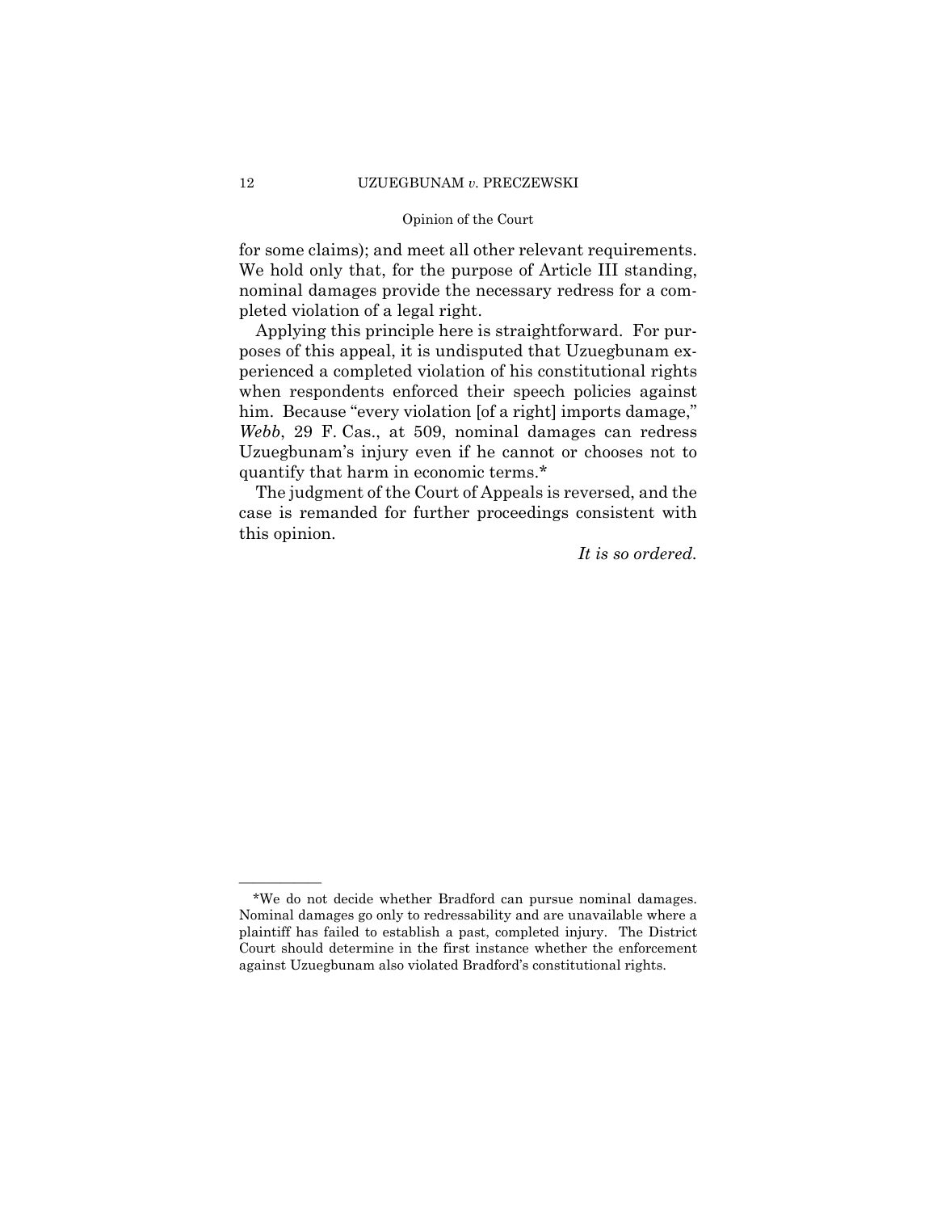for some claims); and meet all other relevant requirements. We hold only that, for the purpose of Article III standing, nominal damages provide the necessary redress for a completed violation of a legal right.

Applying this principle here is straightforward. For purposes of this appeal, it is undisputed that Uzuegbunam experienced a completed violation of his constitutional rights when respondents enforced their speech policies against him. Because "every violation [of a right] imports damage," *Webb*, 29 F. Cas., at 509, nominal damages can redress Uzuegbunam's injury even if he cannot or chooses not to quantify that harm in economic terms.*

The judgment of the Court of Appeals is reversed, and the case is remanded for further proceedings consistent with this opinion.

*It is so ordered.*

---

*We do not decide whether Bradford can pursue nominal damages. Nominal damages go only to redressability and are unavailable where a plaintiff has failed to establish a past, completed injury. The District Court should determine in the first instance whether the enforcement against Uzuegbunam also violated Bradford's constitutional rights.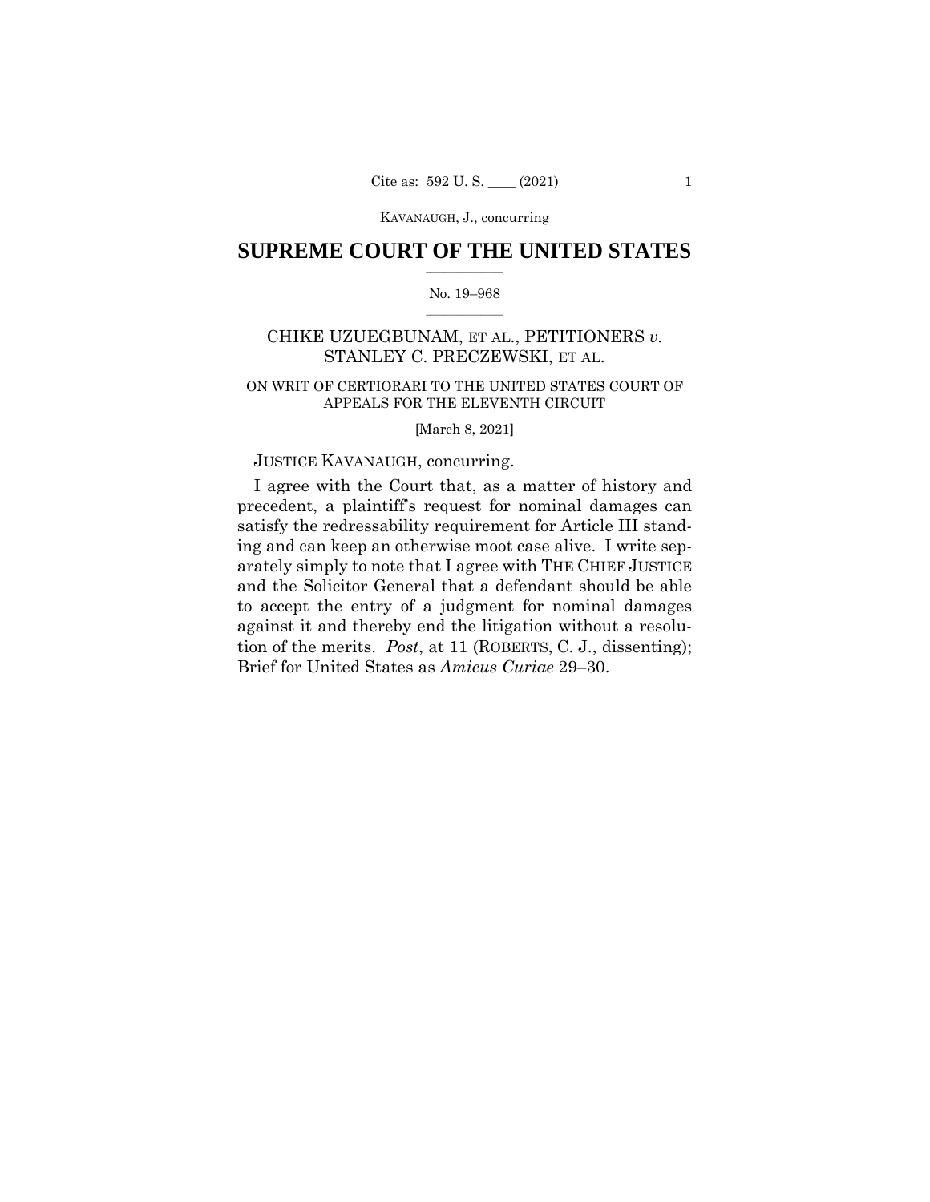# SUPREME COURT OF THE UNITED STATES

No. 19–968

CHIKE UZUEGBUNAM, ET AL., PETITIONERS *v.* STANLEY C. PRECZEWSKI, ET AL.

ON WRIT OF CERTIORARI TO THE UNITED STATES COURT OF APPEALS FOR THE ELEVENTH CIRCUIT

[March 8, 2021]

JUSTICE KAVANAUGH, concurring.

I agree with the Court that, as a matter of history and precedent, a plaintiff's request for nominal damages can satisfy the redressability requirement for Article III standing and can keep an otherwise moot case alive. I write separately simply to note that I agree with THE CHIEF JUSTICE and the Solicitor General that a defendant should be able to accept the entry of a judgment for nominal damages against it and thereby end the litigation without a resolution of the merits. *Post*, at 11 (ROBERTS, C. J., dissenting); Brief for United States as *Amicus Curiae* 29–30.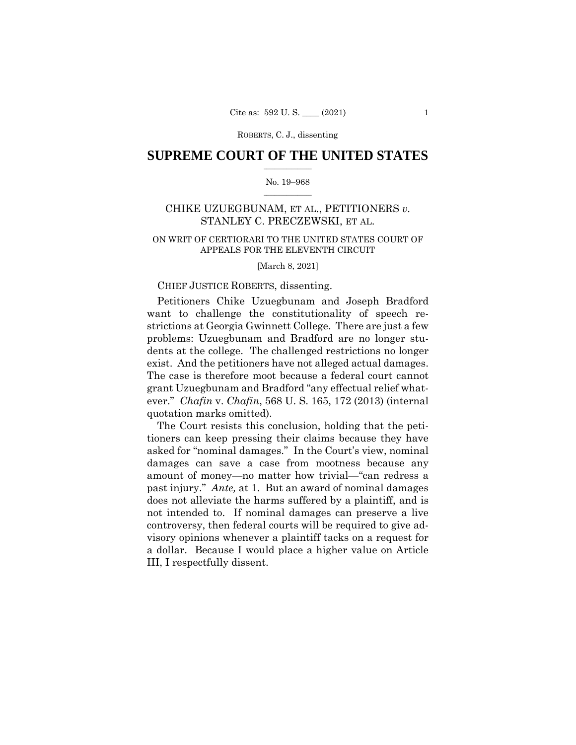## SUPREME COURT OF THE UNITED STATES

No. 19–968

CHIKE UZUEGBUNAM, ET AL., PETITIONERS *v.* STANLEY C. PRECZEWSKI, ET AL.

ON WRIT OF CERTIORARI TO THE UNITED STATES COURT OF APPEALS FOR THE ELEVENTH CIRCUIT

[March 8, 2021]

CHIEF JUSTICE ROBERTS, dissenting.

Petitioners Chike Uzuegbunam and Joseph Bradford want to challenge the constitutionality of speech restrictions at Georgia Gwinnett College. There are just a few problems: Uzuegbunam and Bradford are no longer students at the college. The challenged restrictions no longer exist. And the petitioners have not alleged actual damages. The case is therefore moot because a federal court cannot grant Uzuegbunam and Bradford "any effectual relief whatever." *Chafin* v. *Chafin*, 568 U. S. 165, 172 (2013) (internal quotation marks omitted).

The Court resists this conclusion, holding that the petitioners can keep pressing their claims because they have asked for "nominal damages." In the Court's view, nominal damages can save a case from mootness because any amount of money—no matter how trivial—"can redress a past injury." *Ante,* at 1. But an award of nominal damages does not alleviate the harms suffered by a plaintiff, and is not intended to. If nominal damages can preserve a live controversy, then federal courts will be required to give advisory opinions whenever a plaintiff tacks on a request for a dollar. Because I would place a higher value on Article III, I respectfully dissent.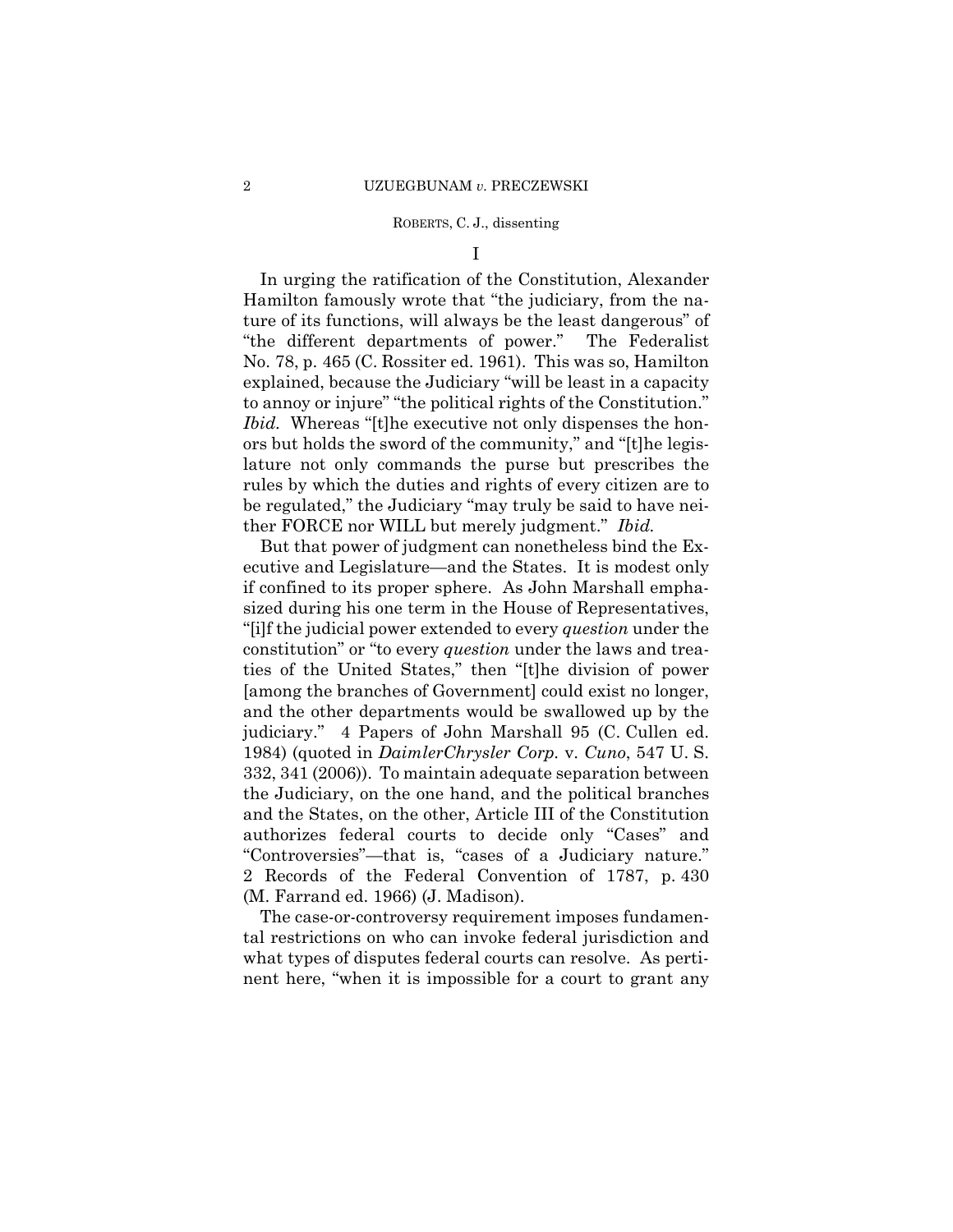I

In urging the ratification of the Constitution, Alexander Hamilton famously wrote that "the judiciary, from the nature of its functions, will always be the least dangerous" of "the different departments of power." The Federalist No. 78, p. 465 (C. Rossiter ed. 1961). This was so, Hamilton explained, because the Judiciary "will be least in a capacity to annoy or injure" "the political rights of the Constitution." *Ibid.* Whereas "[t]he executive not only dispenses the honors but holds the sword of the community," and "[t]he legislature not only commands the purse but prescribes the rules by which the duties and rights of every citizen are to be regulated," the Judiciary "may truly be said to have neither FORCE nor WILL but merely judgment." *Ibid.*

But that power of judgment can nonetheless bind the Executive and Legislature—and the States. It is modest only if confined to its proper sphere. As John Marshall emphasized during his one term in the House of Representatives, "[i]f the judicial power extended to every *question* under the constitution" or "to every *question* under the laws and treaties of the United States," then "[t]he division of power [among the branches of Government] could exist no longer, and the other departments would be swallowed up by the judiciary." 4 Papers of John Marshall 95 (C. Cullen ed. 1984) (quoted in *DaimlerChrysler Corp.* v. *Cuno*, 547 U. S. 332, 341 (2006)). To maintain adequate separation between the Judiciary, on the one hand, and the political branches and the States, on the other, Article III of the Constitution authorizes federal courts to decide only "Cases" and "Controversies"—that is, "cases of a Judiciary nature." 2 Records of the Federal Convention of 1787, p. 430 (M. Farrand ed. 1966) (J. Madison).

The case-or-controversy requirement imposes fundamental restrictions on who can invoke federal jurisdiction and what types of disputes federal courts can resolve. As pertinent here, "when it is impossible for a court to grant any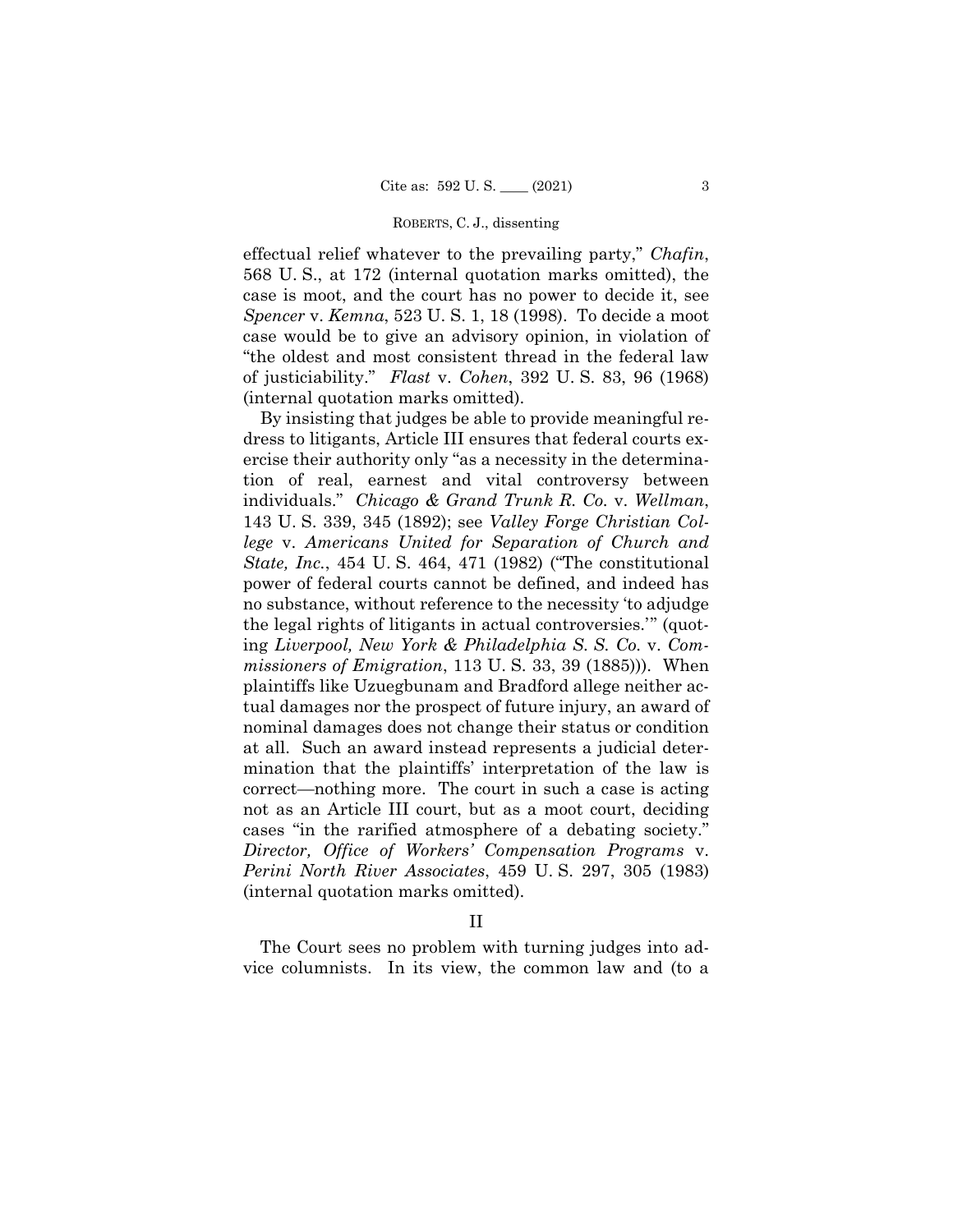effectual relief whatever to the prevailing party," *Chafin*, 568 U. S., at 172 (internal quotation marks omitted), the case is moot, and the court has no power to decide it, see *Spencer* v. *Kemna*, 523 U. S. 1, 18 (1998). To decide a moot case would be to give an advisory opinion, in violation of "the oldest and most consistent thread in the federal law of justiciability." *Flast* v. *Cohen*, 392 U. S. 83, 96 (1968) (internal quotation marks omitted).

By insisting that judges be able to provide meaningful redress to litigants, Article III ensures that federal courts exercise their authority only "as a necessity in the determination of real, earnest and vital controversy between individuals." *Chicago & Grand Trunk R. Co.* v. *Wellman*, 143 U. S. 339, 345 (1892); see *Valley Forge Christian College* v. *Americans United for Separation of Church and State, Inc.*, 454 U. S. 464, 471 (1982) ("The constitutional power of federal courts cannot be defined, and indeed has no substance, without reference to the necessity 'to adjudge the legal rights of litigants in actual controversies.'" (quoting *Liverpool, New York & Philadelphia S. S. Co.* v. *Commissioners of Emigration*, 113 U. S. 33, 39 (1885))). When plaintiffs like Uzuegbunam and Bradford allege neither actual damages nor the prospect of future injury, an award of nominal damages does not change their status or condition at all. Such an award instead represents a judicial determination that the plaintiffs' interpretation of the law is correct—nothing more. The court in such a case is acting not as an Article III court, but as a moot court, deciding cases "in the rarified atmosphere of a debating society." *Director, Office of Workers' Compensation Programs* v. *Perini North River Associates*, 459 U. S. 297, 305 (1983) (internal quotation marks omitted).

## II

The Court sees no problem with turning judges into advice columnists. In its view, the common law and (to a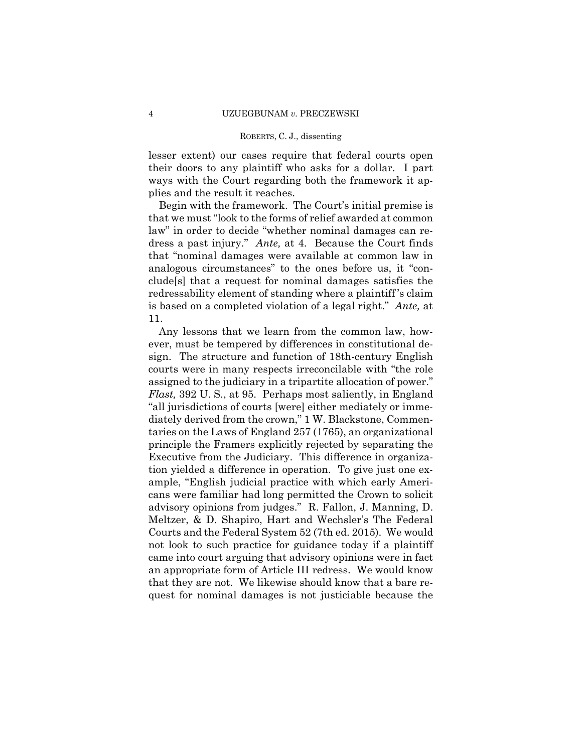lesser extent) our cases require that federal courts open their doors to any plaintiff who asks for a dollar. I part ways with the Court regarding both the framework it applies and the result it reaches.

Begin with the framework. The Court's initial premise is that we must "look to the forms of relief awarded at common law" in order to decide "whether nominal damages can redress a past injury." *Ante,* at 4. Because the Court finds that "nominal damages were available at common law in analogous circumstances" to the ones before us, it "conclude[s] that a request for nominal damages satisfies the redressability element of standing where a plaintiff's claim is based on a completed violation of a legal right." *Ante,* at 11.

Any lessons that we learn from the common law, however, must be tempered by differences in constitutional design. The structure and function of 18th-century English courts were in many respects irreconcilable with "the role assigned to the judiciary in a tripartite allocation of power." *Flast,* 392 U. S., at 95. Perhaps most saliently, in England "all jurisdictions of courts [were] either mediately or immediately derived from the crown," 1 W. Blackstone, Commentaries on the Laws of England 257 (1765), an organizational principle the Framers explicitly rejected by separating the Executive from the Judiciary. This difference in organization yielded a difference in operation. To give just one example, "English judicial practice with which early Americans were familiar had long permitted the Crown to solicit advisory opinions from judges." R. Fallon, J. Manning, D. Meltzer, & D. Shapiro, Hart and Wechsler's The Federal Courts and the Federal System 52 (7th ed. 2015). We would not look to such practice for guidance today if a plaintiff came into court arguing that advisory opinions were in fact an appropriate form of Article III redress. We would know that they are not. We likewise should know that a bare request for nominal damages is not justiciable because the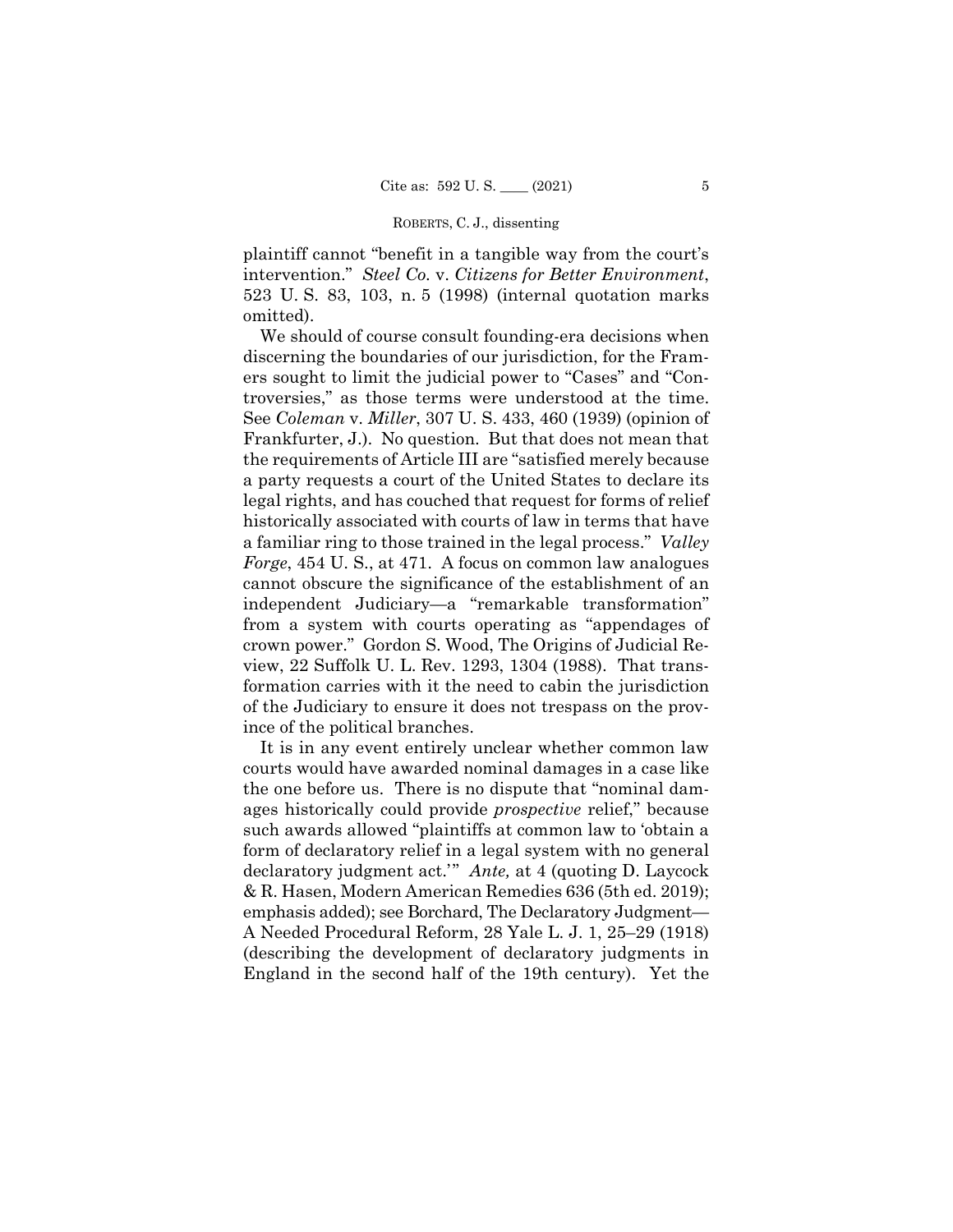plaintiff cannot "benefit in a tangible way from the court's intervention." *Steel Co.* v. *Citizens for Better Environment*, 523 U. S. 83, 103, n. 5 (1998) (internal quotation marks omitted).

We should of course consult founding-era decisions when discerning the boundaries of our jurisdiction, for the Framers sought to limit the judicial power to "Cases" and "Controversies," as those terms were understood at the time. See *Coleman* v. *Miller*, 307 U. S. 433, 460 (1939) (opinion of Frankfurter, J.). No question. But that does not mean that the requirements of Article III are "satisfied merely because a party requests a court of the United States to declare its legal rights, and has couched that request for forms of relief historically associated with courts of law in terms that have a familiar ring to those trained in the legal process." *Valley Forge*, 454 U. S., at 471. A focus on common law analogues cannot obscure the significance of the establishment of an independent Judiciary—a "remarkable transformation" from a system with courts operating as "appendages of crown power." Gordon S. Wood, The Origins of Judicial Review, 22 Suffolk U. L. Rev. 1293, 1304 (1988). That transformation carries with it the need to cabin the jurisdiction of the Judiciary to ensure it does not trespass on the province of the political branches.

It is in any event entirely unclear whether common law courts would have awarded nominal damages in a case like the one before us. There is no dispute that "nominal damages historically could provide *prospective* relief," because such awards allowed "plaintiffs at common law to 'obtain a form of declaratory relief in a legal system with no general declaratory judgment act.'" *Ante,* at 4 (quoting D. Laycock & R. Hasen, Modern American Remedies 636 (5th ed. 2019); emphasis added); see Borchard, The Declaratory Judgment—A Needed Procedural Reform, 28 Yale L. J. 1, 25–29 (1918) (describing the development of declaratory judgments in England in the second half of the 19th century). Yet the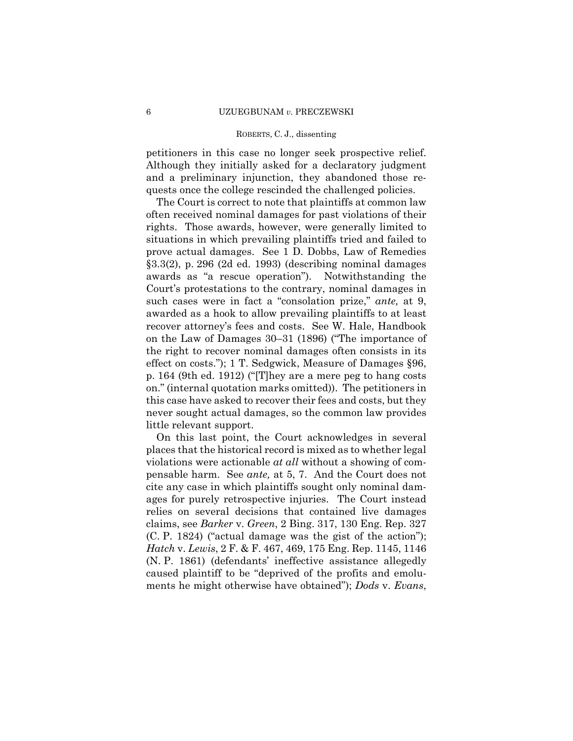petitioners in this case no longer seek prospective relief. Although they initially asked for a declaratory judgment and a preliminary injunction, they abandoned those requests once the college rescinded the challenged policies.

The Court is correct to note that plaintiffs at common law often received nominal damages for past violations of their rights. Those awards, however, were generally limited to situations in which prevailing plaintiffs tried and failed to prove actual damages. See 1 D. Dobbs, Law of Remedies §3.3(2), p. 296 (2d ed. 1993) (describing nominal damages awards as "a rescue operation"). Notwithstanding the Court's protestations to the contrary, nominal damages in such cases were in fact a "consolation prize," *ante,* at 9, awarded as a hook to allow prevailing plaintiffs to at least recover attorney's fees and costs. See W. Hale, Handbook on the Law of Damages 30–31 (1896) ("The importance of the right to recover nominal damages often consists in its effect on costs."); 1 T. Sedgwick, Measure of Damages §96, p. 164 (9th ed. 1912) ("[T]hey are a mere peg to hang costs on." (internal quotation marks omitted)). The petitioners in this case have asked to recover their fees and costs, but they never sought actual damages, so the common law provides little relevant support.

On this last point, the Court acknowledges in several places that the historical record is mixed as to whether legal violations were actionable *at all* without a showing of compensable harm. See *ante,* at 5, 7. And the Court does not cite any case in which plaintiffs sought only nominal damages for purely retrospective injuries. The Court instead relies on several decisions that contained live damages claims, see *Barker* v. *Green*, 2 Bing. 317, 130 Eng. Rep. 327 (C. P. 1824) ("actual damage was the gist of the action"); *Hatch* v. *Lewis*, 2 F. & F. 467, 469, 175 Eng. Rep. 1145, 1146 (N. P. 1861) (defendants' ineffective assistance allegedly caused plaintiff to be "deprived of the profits and emoluments he might otherwise have obtained"); *Dods* v. *Evans*,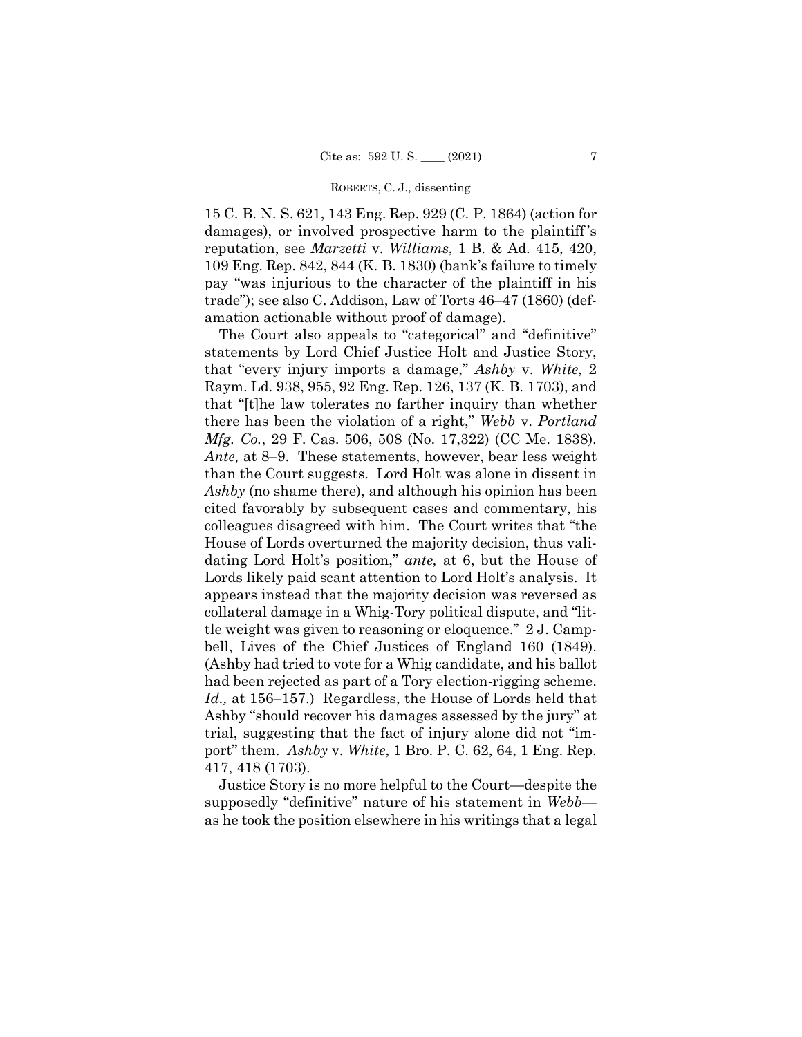15 C. B. N. S. 621, 143 Eng. Rep. 929 (C. P. 1864) (action for damages), or involved prospective harm to the plaintiff's reputation, see *Marzetti* v. *Williams*, 1 B. & Ad. 415, 420, 109 Eng. Rep. 842, 844 (K. B. 1830) (bank's failure to timely pay "was injurious to the character of the plaintiff in his trade"); see also C. Addison, Law of Torts 46–47 (1860) (defamation actionable without proof of damage).

The Court also appeals to "categorical" and "definitive" statements by Lord Chief Justice Holt and Justice Story, that "every injury imports a damage," *Ashby* v. *White*, 2 Raym. Ld. 938, 955, 92 Eng. Rep. 126, 137 (K. B. 1703), and that "[t]he law tolerates no farther inquiry than whether there has been the violation of a right," *Webb* v. *Portland Mfg. Co.*, 29 F. Cas. 506, 508 (No. 17,322) (CC Me. 1838). *Ante,* at 8–9. These statements, however, bear less weight than the Court suggests. Lord Holt was alone in dissent in *Ashby* (no shame there), and although his opinion has been cited favorably by subsequent cases and commentary, his colleagues disagreed with him. The Court writes that "the House of Lords overturned the majority decision, thus validating Lord Holt's position," *ante,* at 6, but the House of Lords likely paid scant attention to Lord Holt's analysis. It appears instead that the majority decision was reversed as collateral damage in a Whig-Tory political dispute, and "little weight was given to reasoning or eloquence." 2 J. Campbell, Lives of the Chief Justices of England 160 (1849). (Ashby had tried to vote for a Whig candidate, and his ballot had been rejected as part of a Tory election-rigging scheme. *Id.,* at 156–157.) Regardless, the House of Lords held that Ashby "should recover his damages assessed by the jury" at trial, suggesting that the fact of injury alone did not "import" them. *Ashby* v. *White*, 1 Bro. P. C. 62, 64, 1 Eng. Rep. 417, 418 (1703).

Justice Story is no more helpful to the Court—despite the supposedly "definitive" nature of his statement in *Webb*—as he took the position elsewhere in his writings that a legal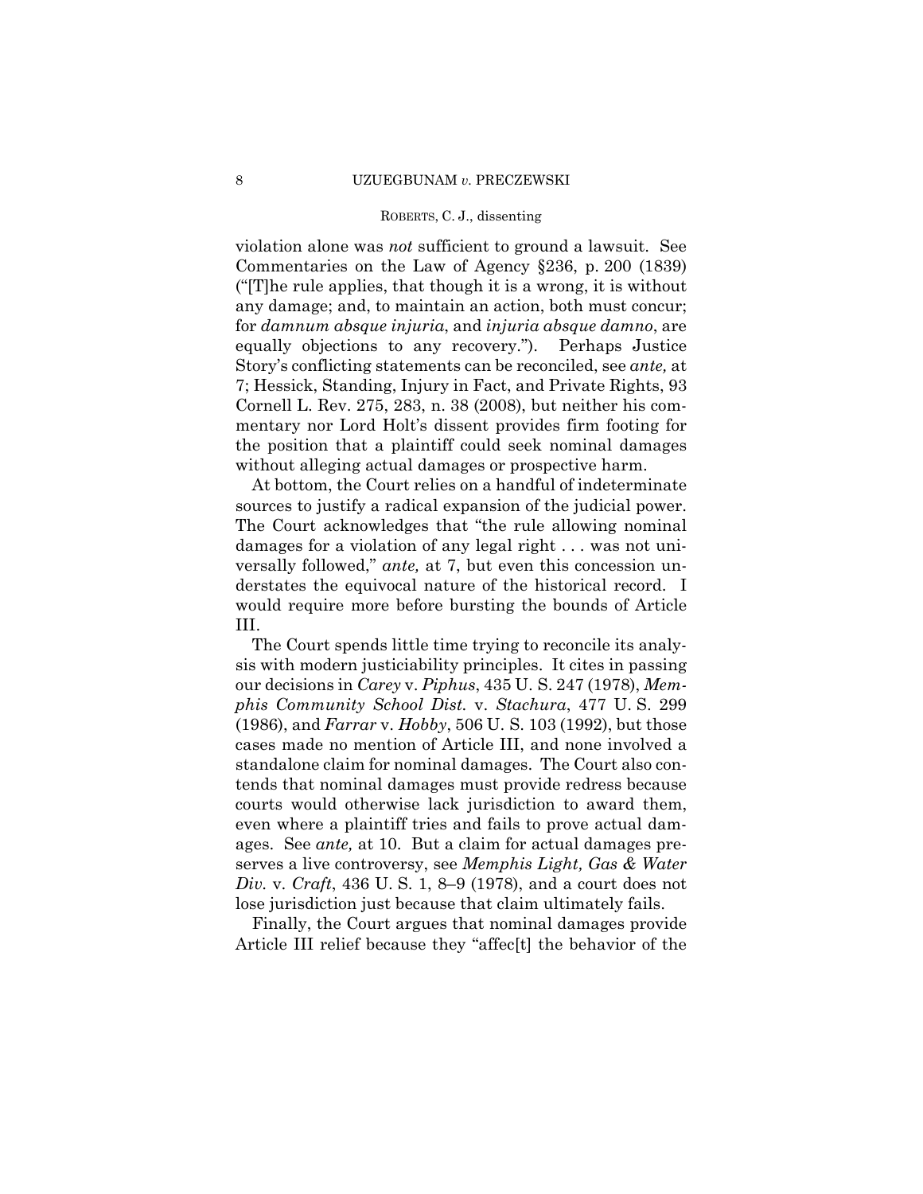violation alone was *not* sufficient to ground a lawsuit. See Commentaries on the Law of Agency §236, p. 200 (1839) ("[T]he rule applies, that though it is a wrong, it is without any damage; and, to maintain an action, both must concur; for *damnum absque injuria*, and *injuria absque damno*, are equally objections to any recovery."). Perhaps Justice Story's conflicting statements can be reconciled, see *ante,* at 7; Hessick, Standing, Injury in Fact, and Private Rights, 93 Cornell L. Rev. 275, 283, n. 38 (2008), but neither his commentary nor Lord Holt's dissent provides firm footing for the position that a plaintiff could seek nominal damages without alleging actual damages or prospective harm.

At bottom, the Court relies on a handful of indeterminate sources to justify a radical expansion of the judicial power. The Court acknowledges that "the rule allowing nominal damages for a violation of any legal right . . . was not universally followed," *ante,* at 7, but even this concession understates the equivocal nature of the historical record. I would require more before bursting the bounds of Article III.

The Court spends little time trying to reconcile its analysis with modern justiciability principles. It cites in passing our decisions in *Carey* v. *Piphus*, 435 U. S. 247 (1978), *Memphis Community School Dist.* v. *Stachura*, 477 U. S. 299 (1986), and *Farrar* v. *Hobby*, 506 U. S. 103 (1992), but those cases made no mention of Article III, and none involved a standalone claim for nominal damages. The Court also contends that nominal damages must provide redress because courts would otherwise lack jurisdiction to award them, even where a plaintiff tries and fails to prove actual damages. See *ante,* at 10. But a claim for actual damages preserves a live controversy, see *Memphis Light, Gas & Water Div.* v. *Craft*, 436 U. S. 1, 8–9 (1978), and a court does not lose jurisdiction just because that claim ultimately fails.

Finally, the Court argues that nominal damages provide Article III relief because they "affec[t] the behavior of the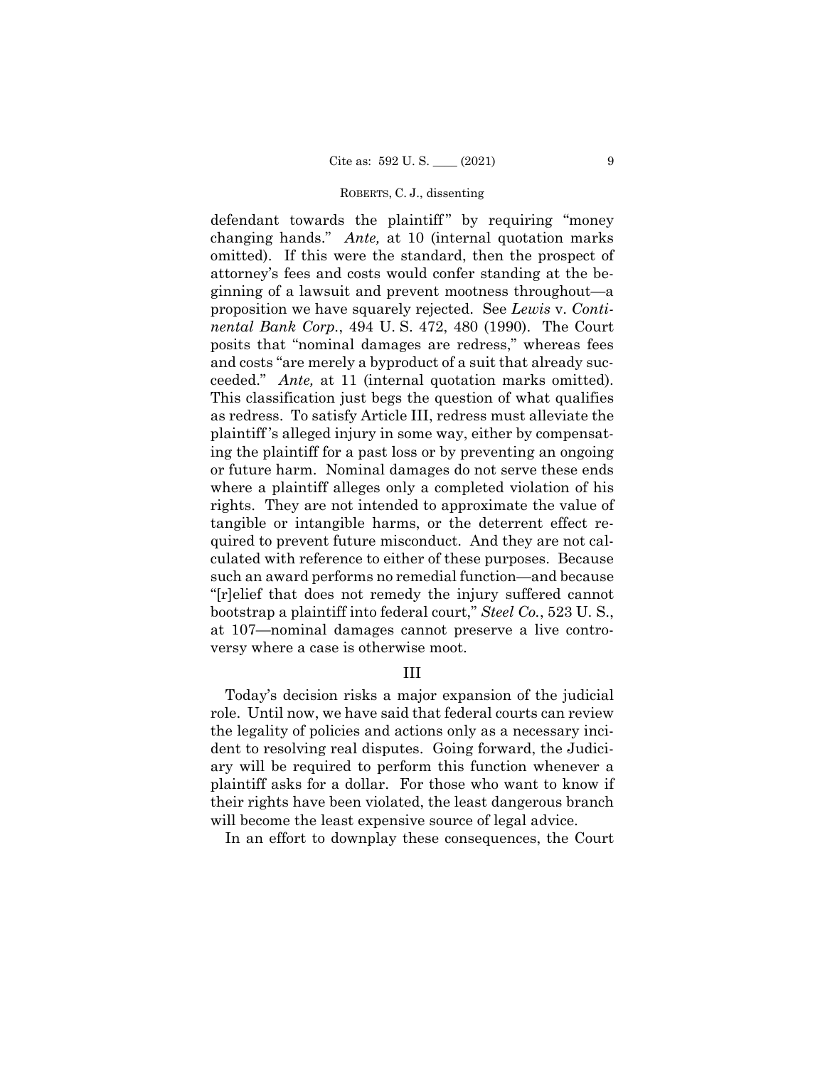defendant towards the plaintiff" by requiring "money changing hands." *Ante,* at 10 (internal quotation marks omitted). If this were the standard, then the prospect of attorney's fees and costs would confer standing at the beginning of a lawsuit and prevent mootness throughout—a proposition we have squarely rejected. See *Lewis* v. *Continental Bank Corp.*, 494 U. S. 472, 480 (1990). The Court posits that "nominal damages are redress," whereas fees and costs "are merely a byproduct of a suit that already succeeded." *Ante,* at 11 (internal quotation marks omitted). This classification just begs the question of what qualifies as redress. To satisfy Article III, redress must alleviate the plaintiff's alleged injury in some way, either by compensating the plaintiff for a past loss or by preventing an ongoing or future harm. Nominal damages do not serve these ends where a plaintiff alleges only a completed violation of his rights. They are not intended to approximate the value of tangible or intangible harms, or the deterrent effect required to prevent future misconduct. And they are not calculated with reference to either of these purposes. Because such an award performs no remedial function—and because "[r]elief that does not remedy the injury suffered cannot bootstrap a plaintiff into federal court," *Steel Co.*, 523 U. S., at 107—nominal damages cannot preserve a live controversy where a case is otherwise moot.

## III

Today's decision risks a major expansion of the judicial role. Until now, we have said that federal courts can review the legality of policies and actions only as a necessary incident to resolving real disputes. Going forward, the Judiciary will be required to perform this function whenever a plaintiff asks for a dollar. For those who want to know if their rights have been violated, the least dangerous branch will become the least expensive source of legal advice.

In an effort to downplay these consequences, the Court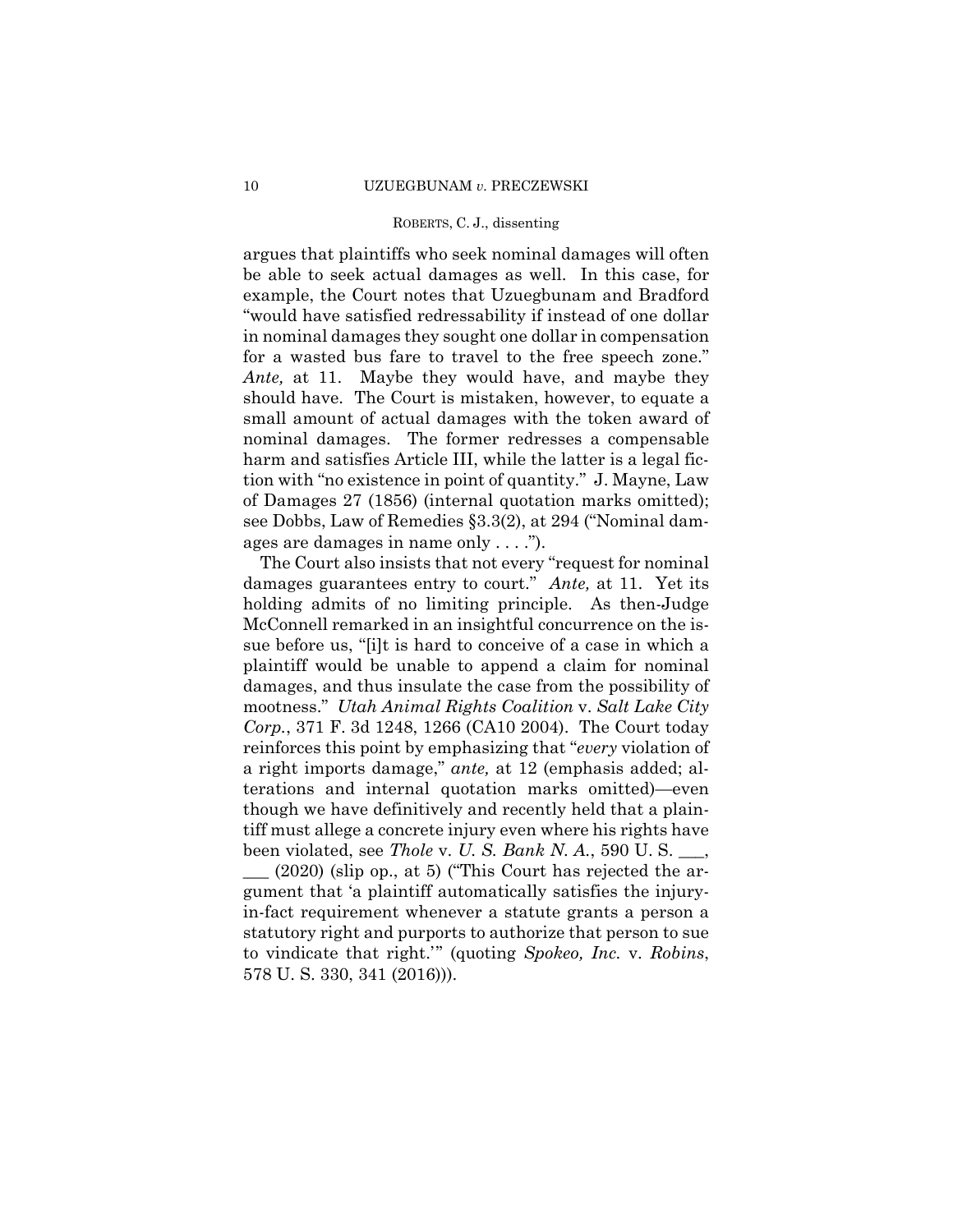argues that plaintiffs who seek nominal damages will often be able to seek actual damages as well. In this case, for example, the Court notes that Uzuegbunam and Bradford "would have satisfied redressability if instead of one dollar in nominal damages they sought one dollar in compensation for a wasted bus fare to travel to the free speech zone." *Ante,* at 11. Maybe they would have, and maybe they should have. The Court is mistaken, however, to equate a small amount of actual damages with the token award of nominal damages. The former redresses a compensable harm and satisfies Article III, while the latter is a legal fiction with "no existence in point of quantity." J. Mayne, Law of Damages 27 (1856) (internal quotation marks omitted); see Dobbs, Law of Remedies §3.3(2), at 294 ("Nominal damages are damages in name only . . . .").

The Court also insists that not every "request for nominal damages guarantees entry to court." *Ante,* at 11. Yet its holding admits of no limiting principle. As then-Judge McConnell remarked in an insightful concurrence on the issue before us, "[i]t is hard to conceive of a case in which a plaintiff would be unable to append a claim for nominal damages, and thus insulate the case from the possibility of mootness." *Utah Animal Rights Coalition* v. *Salt Lake City Corp.*, 371 F. 3d 1248, 1266 (CA10 2004). The Court today reinforces this point by emphasizing that "*every* violation of a right imports damage," *ante,* at 12 (emphasis added; alterations and internal quotation marks omitted)—even though we have definitively and recently held that a plaintiff must allege a concrete injury even where his rights have been violated, see *Thole* v. *U. S. Bank N. A.*, 590 U. S. \_\_\_, \_\_\_ (2020) (slip op., at 5) ("This Court has rejected the argument that 'a plaintiff automatically satisfies the injury-in-fact requirement whenever a statute grants a person a statutory right and purports to authorize that person to sue to vindicate that right.'" (quoting *Spokeo, Inc.* v. *Robins*, 578 U. S. 330, 341 (2016))).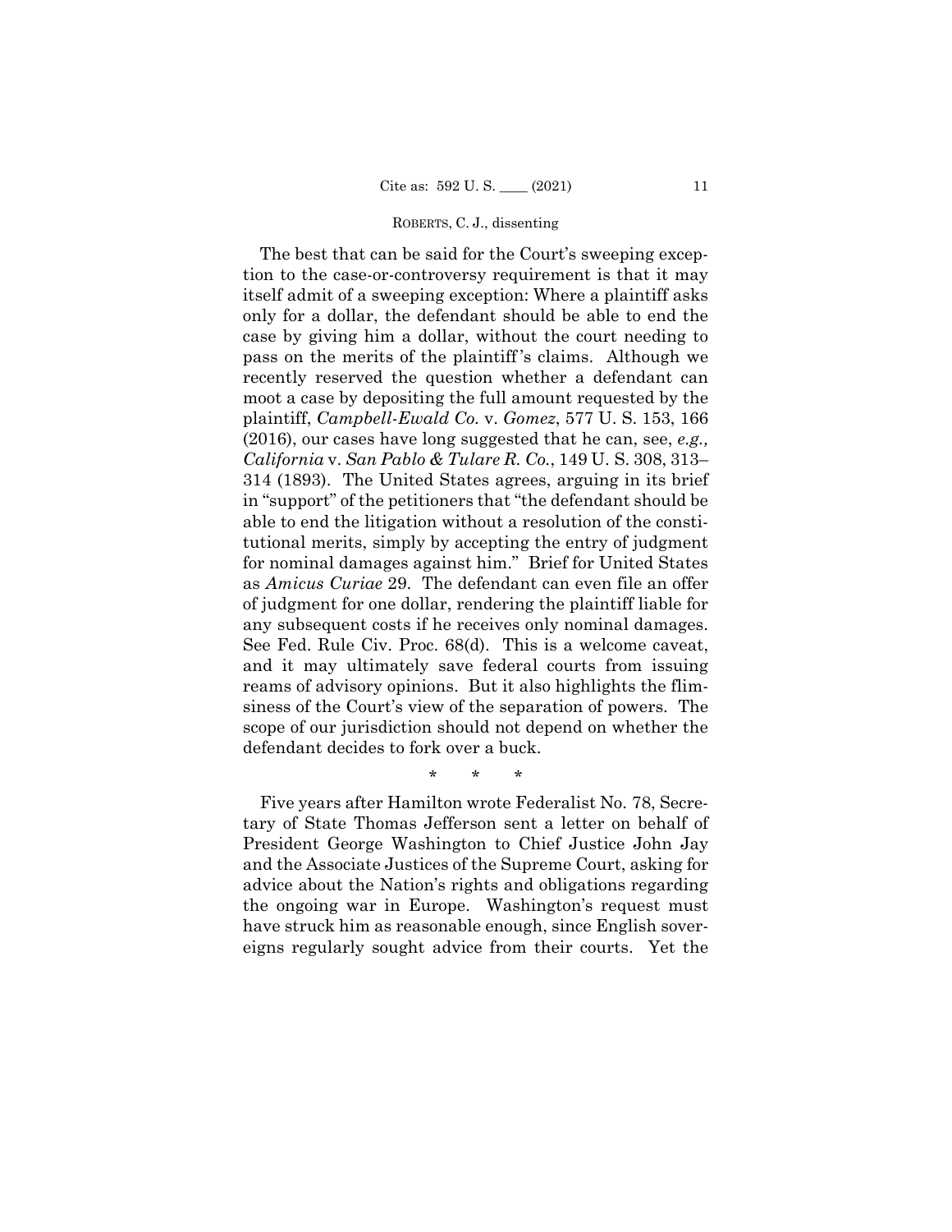The best that can be said for the Court's sweeping exception to the case-or-controversy requirement is that it may itself admit of a sweeping exception: Where a plaintiff asks only for a dollar, the defendant should be able to end the case by giving him a dollar, without the court needing to pass on the merits of the plaintiff's claims. Although we recently reserved the question whether a defendant can moot a case by depositing the full amount requested by the plaintiff, *Campbell-Ewald Co.* v. *Gomez*, 577 U. S. 153, 166 (2016), our cases have long suggested that he can, see, *e.g., California* v. *San Pablo & Tulare R. Co.*, 149 U. S. 308, 313–314 (1893). The United States agrees, arguing in its brief in "support" of the petitioners that "the defendant should be able to end the litigation without a resolution of the constitutional merits, simply by accepting the entry of judgment for nominal damages against him." Brief for United States as *Amicus Curiae* 29. The defendant can even file an offer of judgment for one dollar, rendering the plaintiff liable for any subsequent costs if he receives only nominal damages. See Fed. Rule Civ. Proc. 68(d). This is a welcome caveat, and it may ultimately save federal courts from issuing reams of advisory opinions. But it also highlights the flimsiness of the Court's view of the separation of powers. The scope of our jurisdiction should not depend on whether the defendant decides to fork over a buck.

\* \* \*

Five years after Hamilton wrote Federalist No. 78, Secretary of State Thomas Jefferson sent a letter on behalf of President George Washington to Chief Justice John Jay and the Associate Justices of the Supreme Court, asking for advice about the Nation's rights and obligations regarding the ongoing war in Europe. Washington's request must have struck him as reasonable enough, since English sovereigns regularly sought advice from their courts. Yet the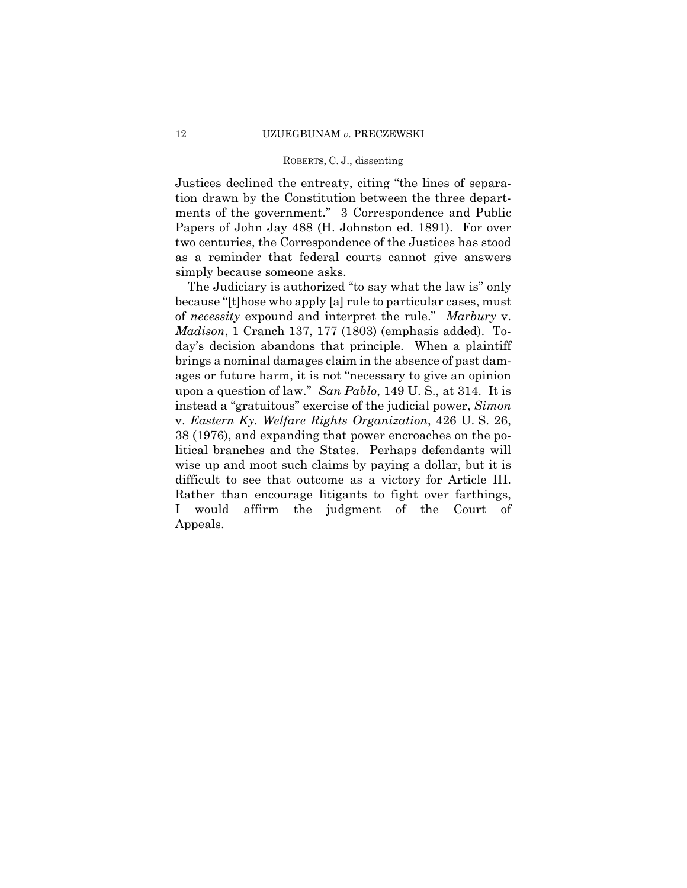Justices declined the entreaty, citing "the lines of separation drawn by the Constitution between the three departments of the government." 3 Correspondence and Public Papers of John Jay 488 (H. Johnston ed. 1891). For over two centuries, the Correspondence of the Justices has stood as a reminder that federal courts cannot give answers simply because someone asks.

The Judiciary is authorized "to say what the law is" only because "[t]hose who apply [a] rule to particular cases, must of *necessity* expound and interpret the rule." *Marbury* v. *Madison*, 1 Cranch 137, 177 (1803) (emphasis added). Today's decision abandons that principle. When a plaintiff brings a nominal damages claim in the absence of past damages or future harm, it is not "necessary to give an opinion upon a question of law." *San Pablo*, 149 U. S., at 314. It is instead a "gratuitous" exercise of the judicial power, *Simon* v. *Eastern Ky. Welfare Rights Organization*, 426 U. S. 26, 38 (1976), and expanding that power encroaches on the political branches and the States. Perhaps defendants will wise up and moot such claims by paying a dollar, but it is difficult to see that outcome as a victory for Article III. Rather than encourage litigants to fight over farthings, I would affirm the judgment of the Court of Appeals.